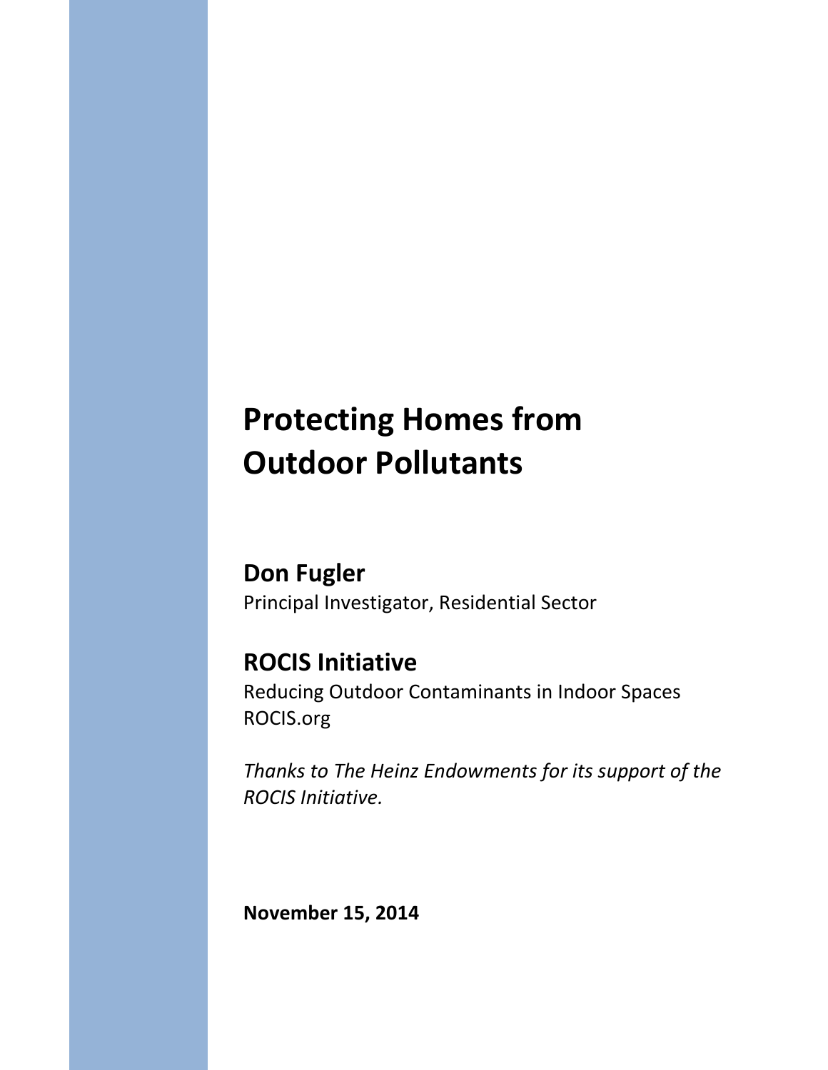# Protecting Homes from Outdoor Pollutants

## Don Fugler

Principal Investigator, Residential Sector

## ROCIS Initiative

Reducing Outdoor Contaminants in Indoor Spaces
ROCIS.org

*Thanks to The Heinz Endowments for its support of the ROCIS Initiative.*

**November 15, 2014**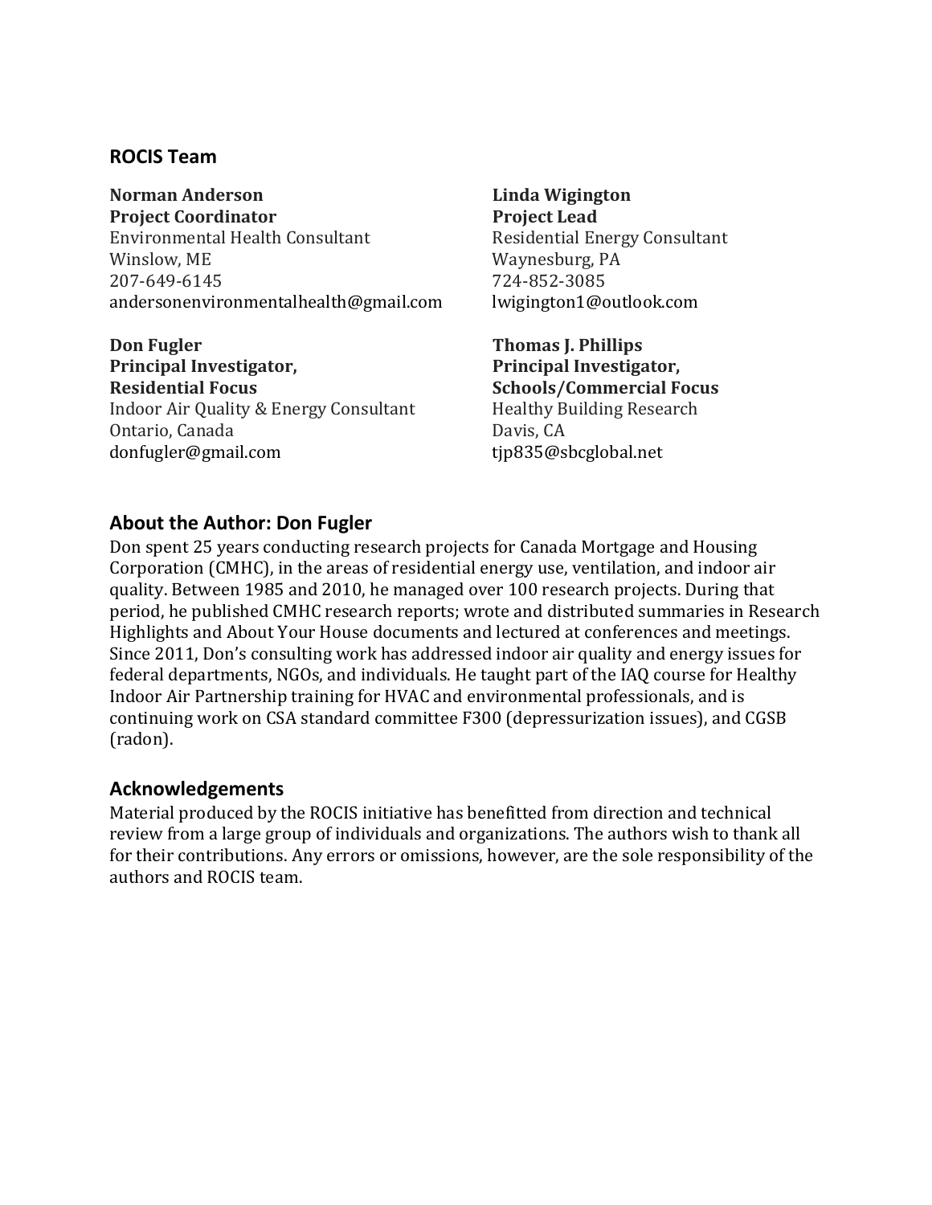## ROCIS Team

**Norman Anderson**
**Project Coordinator**
Environmental Health Consultant
Winslow, ME
207-649-6145
andersonenvironmentalhealth@gmail.com

**Linda Wigington**
**Project Lead**
Residential Energy Consultant
Waynesburg, PA
724-852-3085
lwigington1@outlook.com

**Don Fugler**
**Principal Investigator,**
**Residential Focus**
Indoor Air Quality & Energy Consultant
Ontario, Canada
donfugler@gmail.com

**Thomas J. Phillips**
**Principal Investigator,**
**Schools/Commercial Focus**
Healthy Building Research
Davis, CA
tjp835@sbcglobal.net

## About the Author: Don Fugler

Don spent 25 years conducting research projects for Canada Mortgage and Housing Corporation (CMHC), in the areas of residential energy use, ventilation, and indoor air quality. Between 1985 and 2010, he managed over 100 research projects. During that period, he published CMHC research reports; wrote and distributed summaries in Research Highlights and About Your House documents and lectured at conferences and meetings. Since 2011, Don's consulting work has addressed indoor air quality and energy issues for federal departments, NGOs, and individuals. He taught part of the IAQ course for Healthy Indoor Air Partnership training for HVAC and environmental professionals, and is continuing work on CSA standard committee F300 (depressurization issues), and CGSB (radon).

## Acknowledgements

Material produced by the ROCIS initiative has benefitted from direction and technical review from a large group of individuals and organizations. The authors wish to thank all for their contributions. Any errors or omissions, however, are the sole responsibility of the authors and ROCIS team.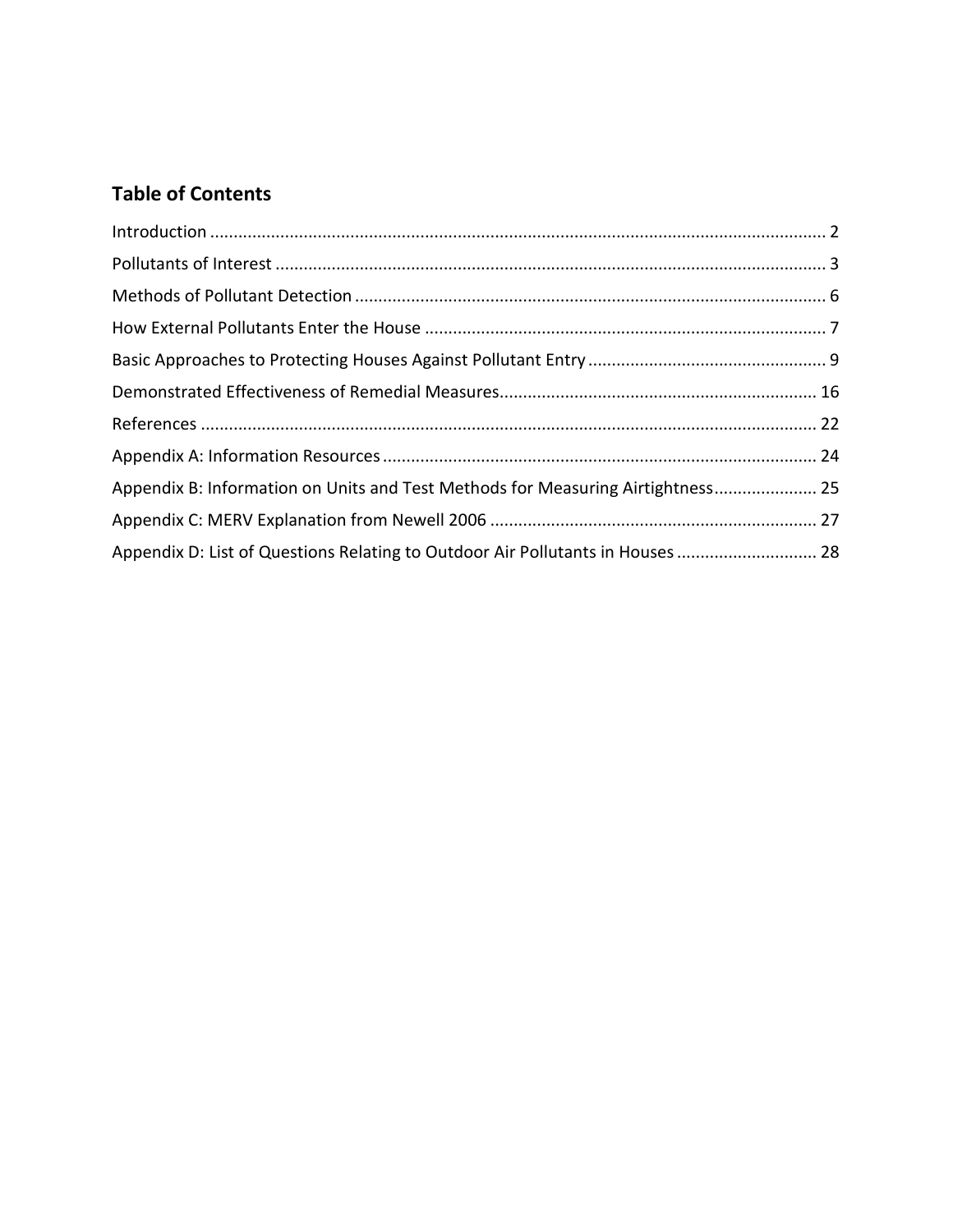## Table of Contents

Introduction ........................................................................................................................ 2

Pollutants of Interest ........................................................................................................... 3

Methods of Pollutant Detection ........................................................................................... 6

How External Pollutants Enter the House ............................................................................ 7

Basic Approaches to Protecting Houses Against Pollutant Entry ........................................... 9

Demonstrated Effectiveness of Remedial Measures............................................................ 16

References ......................................................................................................................... 22

Appendix A: Information Resources ................................................................................... 24

Appendix B: Information on Units and Test Methods for Measuring Airtightness...................... 25

Appendix C: MERV Explanation from Newell 2006 ............................................................. 27

Appendix D: List of Questions Relating to Outdoor Air Pollutants in Houses ........................... 28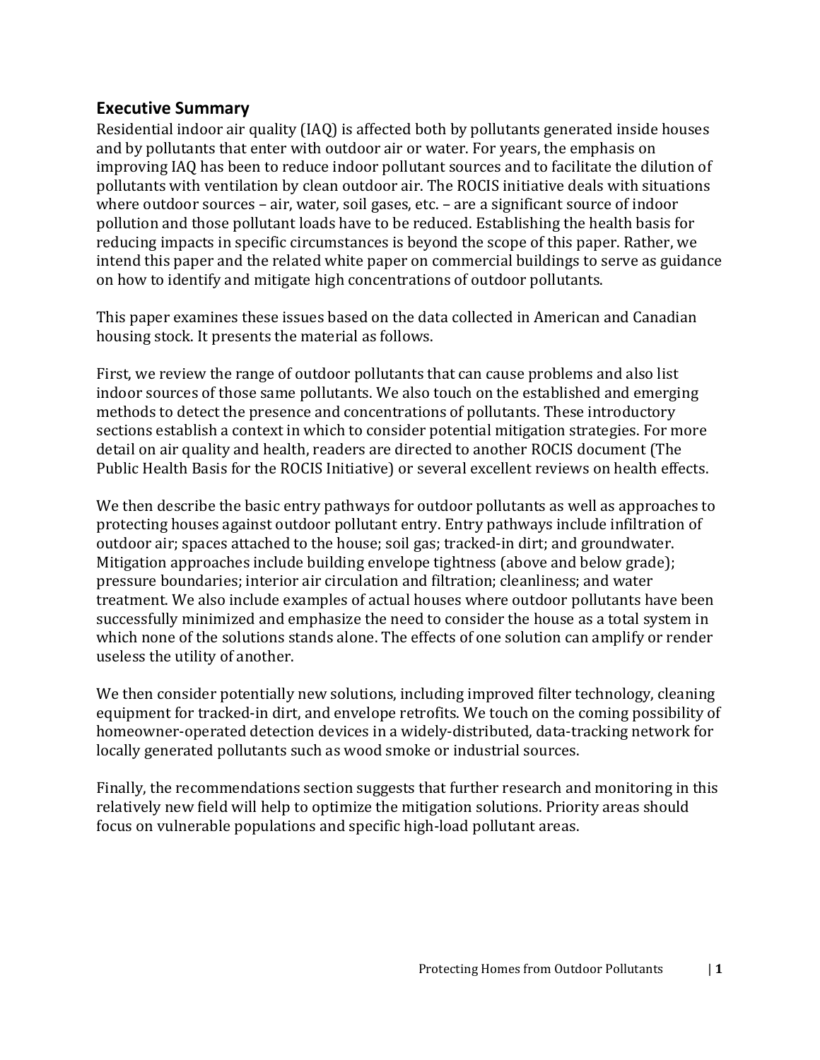## Executive Summary

Residential indoor air quality (IAQ) is affected both by pollutants generated inside houses and by pollutants that enter with outdoor air or water. For years, the emphasis on improving IAQ has been to reduce indoor pollutant sources and to facilitate the dilution of pollutants with ventilation by clean outdoor air. The ROCIS initiative deals with situations where outdoor sources – air, water, soil gases, etc. – are a significant source of indoor pollution and those pollutant loads have to be reduced. Establishing the health basis for reducing impacts in specific circumstances is beyond the scope of this paper. Rather, we intend this paper and the related white paper on commercial buildings to serve as guidance on how to identify and mitigate high concentrations of outdoor pollutants.

This paper examines these issues based on the data collected in American and Canadian housing stock. It presents the material as follows.

First, we review the range of outdoor pollutants that can cause problems and also list indoor sources of those same pollutants. We also touch on the established and emerging methods to detect the presence and concentrations of pollutants. These introductory sections establish a context in which to consider potential mitigation strategies. For more detail on air quality and health, readers are directed to another ROCIS document (The Public Health Basis for the ROCIS Initiative) or several excellent reviews on health effects.

We then describe the basic entry pathways for outdoor pollutants as well as approaches to protecting houses against outdoor pollutant entry. Entry pathways include infiltration of outdoor air; spaces attached to the house; soil gas; tracked-in dirt; and groundwater. Mitigation approaches include building envelope tightness (above and below grade); pressure boundaries; interior air circulation and filtration; cleanliness; and water treatment. We also include examples of actual houses where outdoor pollutants have been successfully minimized and emphasize the need to consider the house as a total system in which none of the solutions stands alone. The effects of one solution can amplify or render useless the utility of another.

We then consider potentially new solutions, including improved filter technology, cleaning equipment for tracked-in dirt, and envelope retrofits. We touch on the coming possibility of homeowner-operated detection devices in a widely-distributed, data-tracking network for locally generated pollutants such as wood smoke or industrial sources.

Finally, the recommendations section suggests that further research and monitoring in this relatively new field will help to optimize the mitigation solutions. Priority areas should focus on vulnerable populations and specific high-load pollutant areas.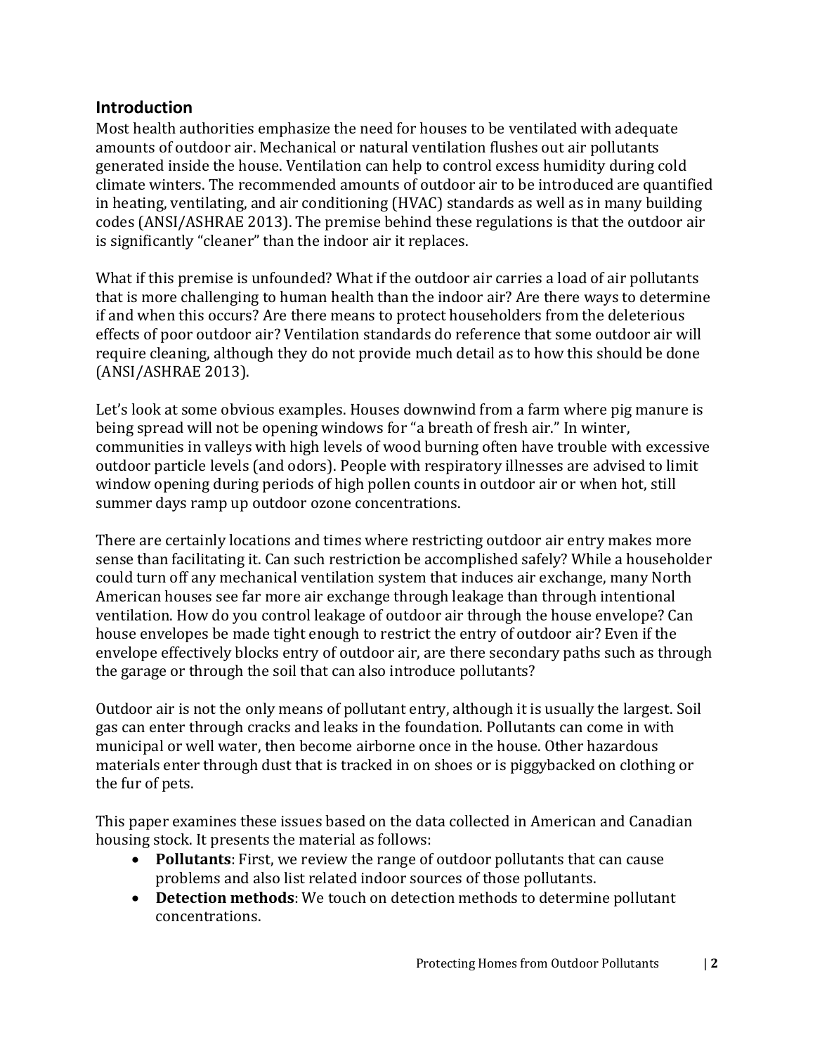## Introduction

Most health authorities emphasize the need for houses to be ventilated with adequate amounts of outdoor air. Mechanical or natural ventilation flushes out air pollutants generated inside the house. Ventilation can help to control excess humidity during cold climate winters. The recommended amounts of outdoor air to be introduced are quantified in heating, ventilating, and air conditioning (HVAC) standards as well as in many building codes (ANSI/ASHRAE 2013). The premise behind these regulations is that the outdoor air is significantly "cleaner" than the indoor air it replaces.

What if this premise is unfounded? What if the outdoor air carries a load of air pollutants that is more challenging to human health than the indoor air? Are there ways to determine if and when this occurs? Are there means to protect householders from the deleterious effects of poor outdoor air? Ventilation standards do reference that some outdoor air will require cleaning, although they do not provide much detail as to how this should be done (ANSI/ASHRAE 2013).

Let's look at some obvious examples. Houses downwind from a farm where pig manure is being spread will not be opening windows for "a breath of fresh air." In winter, communities in valleys with high levels of wood burning often have trouble with excessive outdoor particle levels (and odors). People with respiratory illnesses are advised to limit window opening during periods of high pollen counts in outdoor air or when hot, still summer days ramp up outdoor ozone concentrations.

There are certainly locations and times where restricting outdoor air entry makes more sense than facilitating it. Can such restriction be accomplished safely? While a householder could turn off any mechanical ventilation system that induces air exchange, many North American houses see far more air exchange through leakage than through intentional ventilation. How do you control leakage of outdoor air through the house envelope? Can house envelopes be made tight enough to restrict the entry of outdoor air? Even if the envelope effectively blocks entry of outdoor air, are there secondary paths such as through the garage or through the soil that can also introduce pollutants?

Outdoor air is not the only means of pollutant entry, although it is usually the largest. Soil gas can enter through cracks and leaks in the foundation. Pollutants can come in with municipal or well water, then become airborne once in the house. Other hazardous materials enter through dust that is tracked in on shoes or is piggybacked on clothing or the fur of pets.

This paper examines these issues based on the data collected in American and Canadian housing stock. It presents the material as follows:

- **Pollutants**: First, we review the range of outdoor pollutants that can cause problems and also list related indoor sources of those pollutants.
- **Detection methods**: We touch on detection methods to determine pollutant concentrations.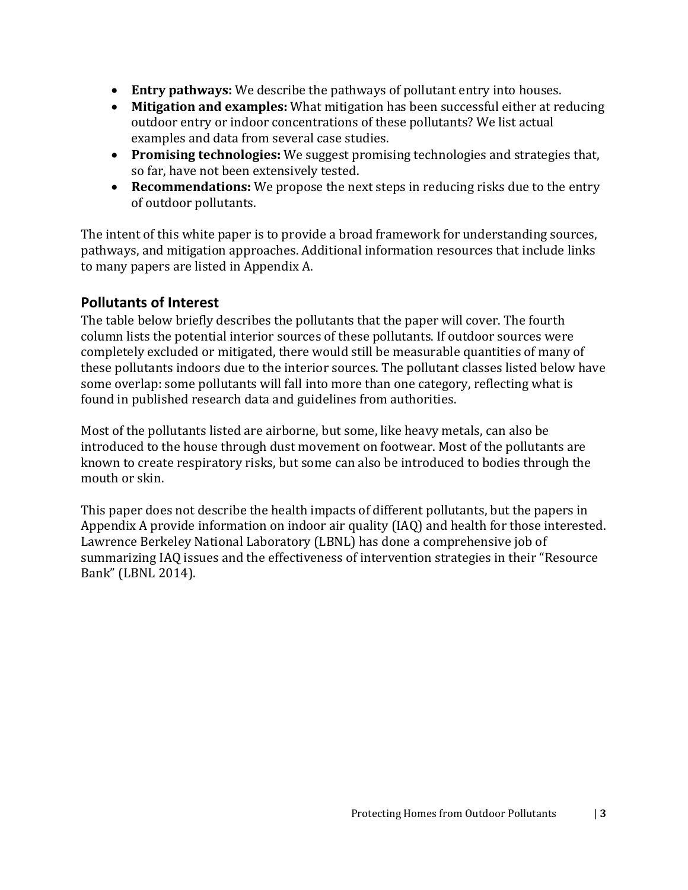- **Entry pathways:** We describe the pathways of pollutant entry into houses.
- **Mitigation and examples:** What mitigation has been successful either at reducing outdoor entry or indoor concentrations of these pollutants? We list actual examples and data from several case studies.
- **Promising technologies:** We suggest promising technologies and strategies that, so far, have not been extensively tested.
- **Recommendations:** We propose the next steps in reducing risks due to the entry of outdoor pollutants.

The intent of this white paper is to provide a broad framework for understanding sources, pathways, and mitigation approaches. Additional information resources that include links to many papers are listed in Appendix A.

## Pollutants of Interest

The table below briefly describes the pollutants that the paper will cover. The fourth column lists the potential interior sources of these pollutants. If outdoor sources were completely excluded or mitigated, there would still be measurable quantities of many of these pollutants indoors due to the interior sources. The pollutant classes listed below have some overlap: some pollutants will fall into more than one category, reflecting what is found in published research data and guidelines from authorities.

Most of the pollutants listed are airborne, but some, like heavy metals, can also be introduced to the house through dust movement on footwear. Most of the pollutants are known to create respiratory risks, but some can also be introduced to bodies through the mouth or skin.

This paper does not describe the health impacts of different pollutants, but the papers in Appendix A provide information on indoor air quality (IAQ) and health for those interested. Lawrence Berkeley National Laboratory (LBNL) has done a comprehensive job of summarizing IAQ issues and the effectiveness of intervention strategies in their "Resource Bank" (LBNL 2014).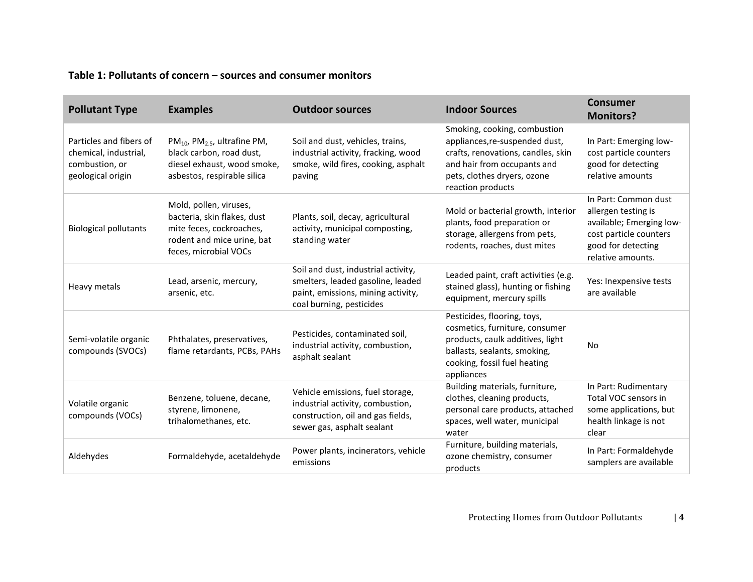**Table 1: Pollutants of concern – sources and consumer monitors**

| Pollutant Type | Examples | Outdoor sources | Indoor Sources | Consumer Monitors? |
|---|---|---|---|---|
| Particles and fibers of chemical, industrial, combustion, or geological origin | $PM_{10}$, $PM_{2.5}$, ultrafine PM, black carbon, road dust, diesel exhaust, wood smoke, asbestos, respirable silica | Soil and dust, vehicles, trains, industrial activity, fracking, wood smoke, wild fires, cooking, asphalt paving | Smoking, cooking, combustion appliances,re-suspended dust, crafts, renovations, candles, skin and hair from occupants and pets, clothes dryers, ozone reaction products | In Part: Emerging low-cost particle counters good for detecting relative amounts |
| Biological pollutants | Mold, pollen, viruses, bacteria, skin flakes, dust mite feces, cockroaches, rodent and mice urine, bat feces, microbial VOCs | Plants, soil, decay, agricultural activity, municipal composting, standing water | Mold or bacterial growth, interior plants, food preparation or storage, allergens from pets, rodents, roaches, dust mites | In Part: Common dust allergen testing is available; Emerging low-cost particle counters good for detecting relative amounts. |
| Heavy metals | Lead, arsenic, mercury, arsenic, etc. | Soil and dust, industrial activity, smelters, leaded gasoline, leaded paint, emissions, mining activity, coal burning, pesticides | Leaded paint, craft activities (e.g. stained glass), hunting or fishing equipment, mercury spills | Yes: Inexpensive tests are available |
| Semi-volatile organic compounds (SVOCs) | Phthalates, preservatives, flame retardants, PCBs, PAHs | Pesticides, contaminated soil, industrial activity, combustion, asphalt sealant | Pesticides, flooring, toys, cosmetics, furniture, consumer products, caulk additives, light ballasts, sealants, smoking, cooking, fossil fuel heating appliances | No |
| Volatile organic compounds (VOCs) | Benzene, toluene, decane, styrene, limonene, trihalomethanes, etc. | Vehicle emissions, fuel storage, industrial activity, combustion, construction, oil and gas fields, sewer gas, asphalt sealant | Building materials, furniture, clothes, cleaning products, personal care products, attached spaces, well water, municipal water | In Part: Rudimentary Total VOC sensors in some applications, but health linkage is not clear |
| Aldehydes | Formaldehyde, acetaldehyde | Power plants, incinerators, vehicle emissions | Furniture, building materials, ozone chemistry, consumer products | In Part: Formaldehyde samplers are available |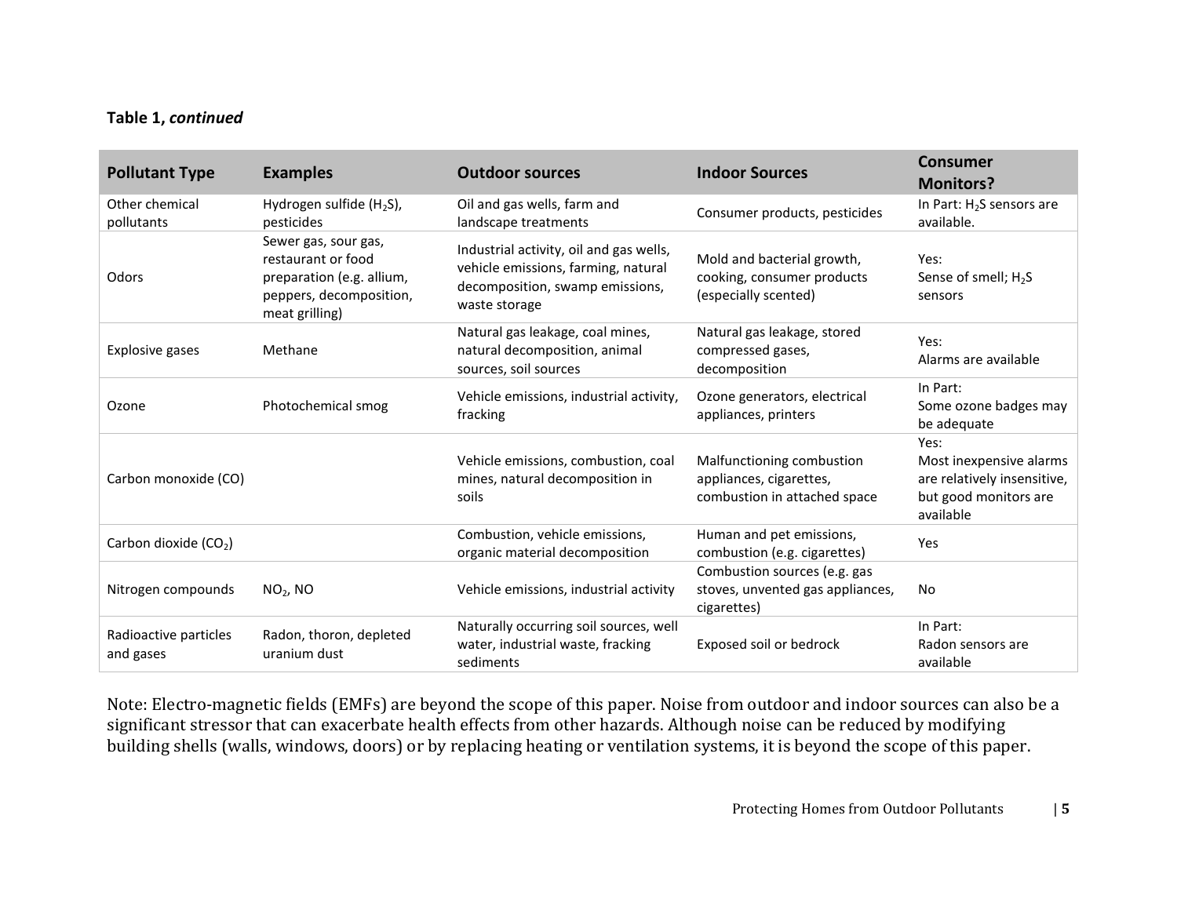**Table 1, *continued***

| Pollutant Type | Examples | Outdoor sources | Indoor Sources | Consumer Monitors? |
|---|---|---|---|---|
| Other chemical pollutants | Hydrogen sulfide ($H_2S$), pesticides | Oil and gas wells, farm and landscape treatments | Consumer products, pesticides | In Part: $H_2S$ sensors are available. |
| Odors | Sewer gas, sour gas, restaurant or food preparation (e.g. allium, peppers, decomposition, meat grilling) | Industrial activity, oil and gas wells, vehicle emissions, farming, natural decomposition, swamp emissions, waste storage | Mold and bacterial growth, cooking, consumer products (especially scented) | Yes: Sense of smell; $H_2S$ sensors |
| Explosive gases | Methane | Natural gas leakage, coal mines, natural decomposition, animal sources, soil sources | Natural gas leakage, stored compressed gases, decomposition | Yes: Alarms are available |
| Ozone | Photochemical smog | Vehicle emissions, industrial activity, fracking | Ozone generators, electrical appliances, printers | In Part: Some ozone badges may be adequate |
| Carbon monoxide (CO) | | Vehicle emissions, combustion, coal mines, natural decomposition in soils | Malfunctioning combustion appliances, cigarettes, combustion in attached space | Yes: Most inexpensive alarms are relatively insensitive, but good monitors are available |
| Carbon dioxide ($CO_2$) | | Combustion, vehicle emissions, organic material decomposition | Human and pet emissions, combustion (e.g. cigarettes) | Yes |
| Nitrogen compounds | $NO_2$, NO | Vehicle emissions, industrial activity | Combustion sources (e.g. gas stoves, unvented gas appliances, cigarettes) | No |
| Radioactive particles and gases | Radon, thoron, depleted uranium dust | Naturally occurring soil sources, well water, industrial waste, fracking sediments | Exposed soil or bedrock | In Part: Radon sensors are available |

Note: Electro-magnetic fields (EMFs) are beyond the scope of this paper. Noise from outdoor and indoor sources can also be a significant stressor that can exacerbate health effects from other hazards. Although noise can be reduced by modifying building shells (walls, windows, doors) or by replacing heating or ventilation systems, it is beyond the scope of this paper.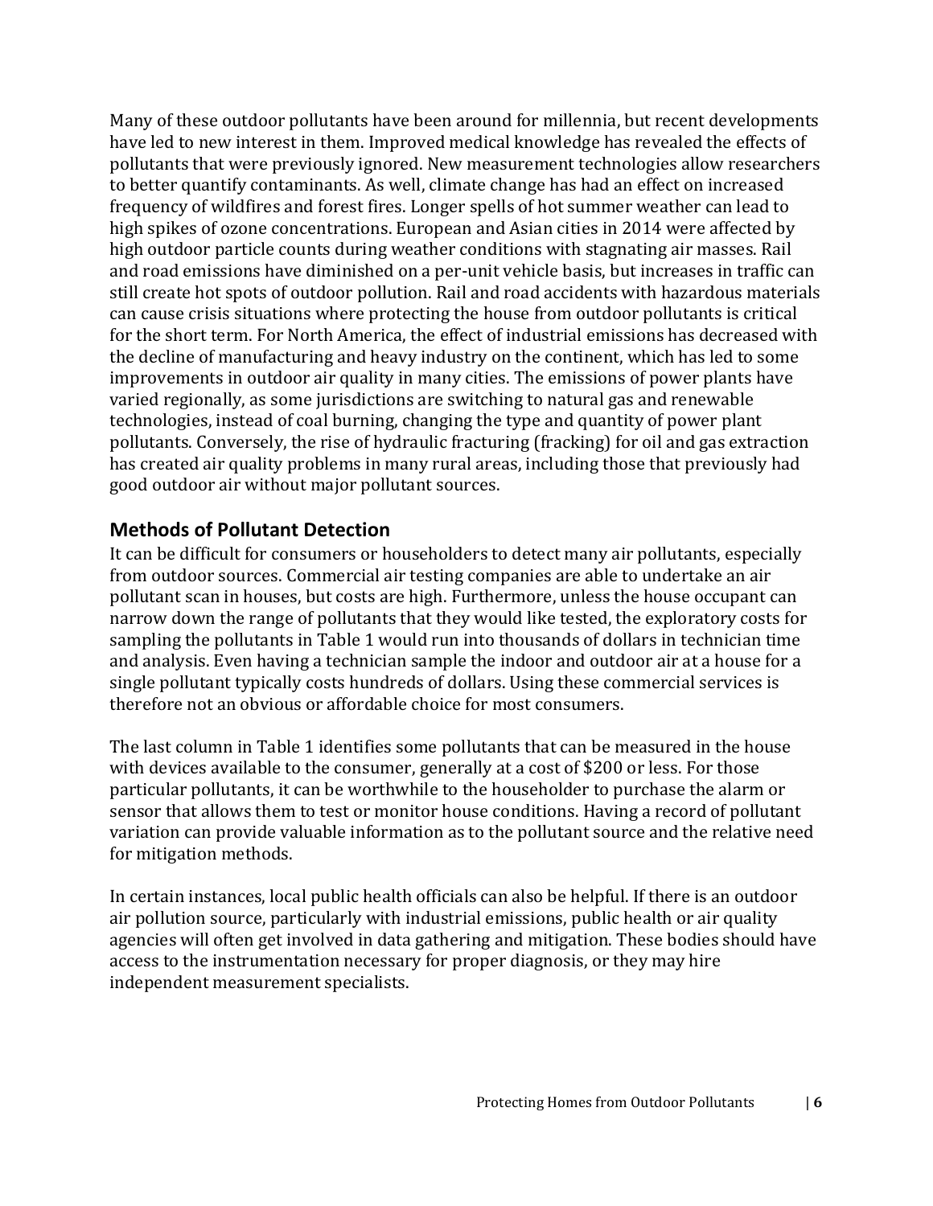Many of these outdoor pollutants have been around for millennia, but recent developments have led to new interest in them. Improved medical knowledge has revealed the effects of pollutants that were previously ignored. New measurement technologies allow researchers to better quantify contaminants. As well, climate change has had an effect on increased frequency of wildfires and forest fires. Longer spells of hot summer weather can lead to high spikes of ozone concentrations. European and Asian cities in 2014 were affected by high outdoor particle counts during weather conditions with stagnating air masses. Rail and road emissions have diminished on a per-unit vehicle basis, but increases in traffic can still create hot spots of outdoor pollution. Rail and road accidents with hazardous materials can cause crisis situations where protecting the house from outdoor pollutants is critical for the short term. For North America, the effect of industrial emissions has decreased with the decline of manufacturing and heavy industry on the continent, which has led to some improvements in outdoor air quality in many cities. The emissions of power plants have varied regionally, as some jurisdictions are switching to natural gas and renewable technologies, instead of coal burning, changing the type and quantity of power plant pollutants. Conversely, the rise of hydraulic fracturing (fracking) for oil and gas extraction has created air quality problems in many rural areas, including those that previously had good outdoor air without major pollutant sources.

## Methods of Pollutant Detection

It can be difficult for consumers or householders to detect many air pollutants, especially from outdoor sources. Commercial air testing companies are able to undertake an air pollutant scan in houses, but costs are high. Furthermore, unless the house occupant can narrow down the range of pollutants that they would like tested, the exploratory costs for sampling the pollutants in Table 1 would run into thousands of dollars in technician time and analysis. Even having a technician sample the indoor and outdoor air at a house for a single pollutant typically costs hundreds of dollars. Using these commercial services is therefore not an obvious or affordable choice for most consumers.

The last column in Table 1 identifies some pollutants that can be measured in the house with devices available to the consumer, generally at a cost of $200 or less. For those particular pollutants, it can be worthwhile to the householder to purchase the alarm or sensor that allows them to test or monitor house conditions. Having a record of pollutant variation can provide valuable information as to the pollutant source and the relative need for mitigation methods.

In certain instances, local public health officials can also be helpful. If there is an outdoor air pollution source, particularly with industrial emissions, public health or air quality agencies will often get involved in data gathering and mitigation. These bodies should have access to the instrumentation necessary for proper diagnosis, or they may hire independent measurement specialists.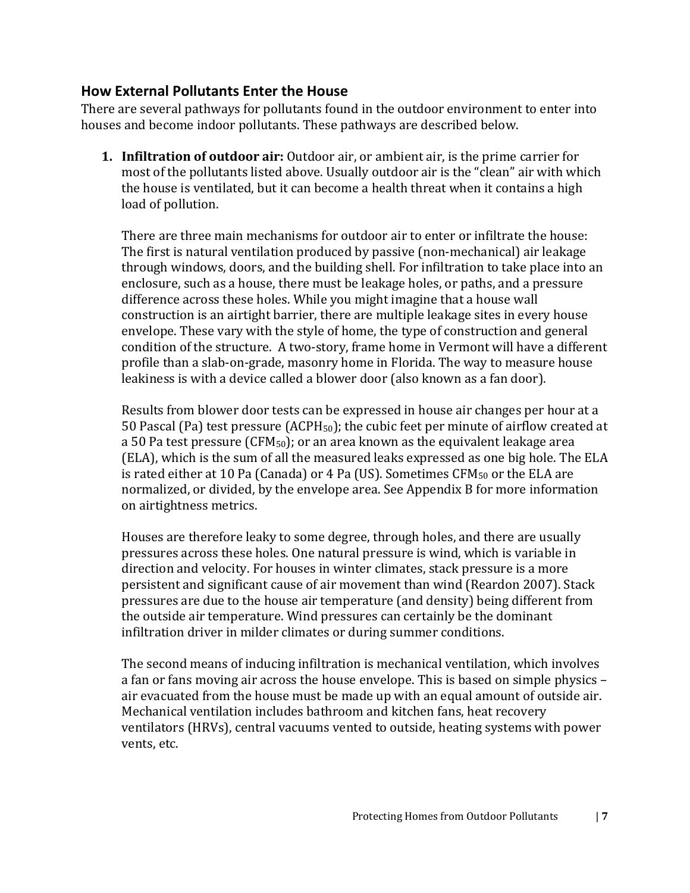## How External Pollutants Enter the House

There are several pathways for pollutants found in the outdoor environment to enter into houses and become indoor pollutants. These pathways are described below.

1. **Infiltration of outdoor air:** Outdoor air, or ambient air, is the prime carrier for most of the pollutants listed above. Usually outdoor air is the "clean" air with which the house is ventilated, but it can become a health threat when it contains a high load of pollution.

   There are three main mechanisms for outdoor air to enter or infiltrate the house: The first is natural ventilation produced by passive (non-mechanical) air leakage through windows, doors, and the building shell. For infiltration to take place into an enclosure, such as a house, there must be leakage holes, or paths, and a pressure difference across these holes. While you might imagine that a house wall construction is an airtight barrier, there are multiple leakage sites in every house envelope. These vary with the style of home, the type of construction and general condition of the structure. A two-story, frame home in Vermont will have a different profile than a slab-on-grade, masonry home in Florida. The way to measure house leakiness is with a device called a blower door (also known as a fan door).

   Results from blower door tests can be expressed in house air changes per hour at a 50 Pascal (Pa) test pressure ($ACPH_{50}$); the cubic feet per minute of airflow created at a 50 Pa test pressure ($CFM_{50}$); or an area known as the equivalent leakage area (ELA), which is the sum of all the measured leaks expressed as one big hole. The ELA is rated either at 10 Pa (Canada) or 4 Pa (US). Sometimes $CFM_{50}$ or the ELA are normalized, or divided, by the envelope area. See Appendix B for more information on airtightness metrics.

   Houses are therefore leaky to some degree, through holes, and there are usually pressures across these holes. One natural pressure is wind, which is variable in direction and velocity. For houses in winter climates, stack pressure is a more persistent and significant cause of air movement than wind (Reardon 2007). Stack pressures are due to the house air temperature (and density) being different from the outside air temperature. Wind pressures can certainly be the dominant infiltration driver in milder climates or during summer conditions.

   The second means of inducing infiltration is mechanical ventilation, which involves a fan or fans moving air across the house envelope. This is based on simple physics – air evacuated from the house must be made up with an equal amount of outside air. Mechanical ventilation includes bathroom and kitchen fans, heat recovery ventilators (HRVs), central vacuums vented to outside, heating systems with power vents, etc.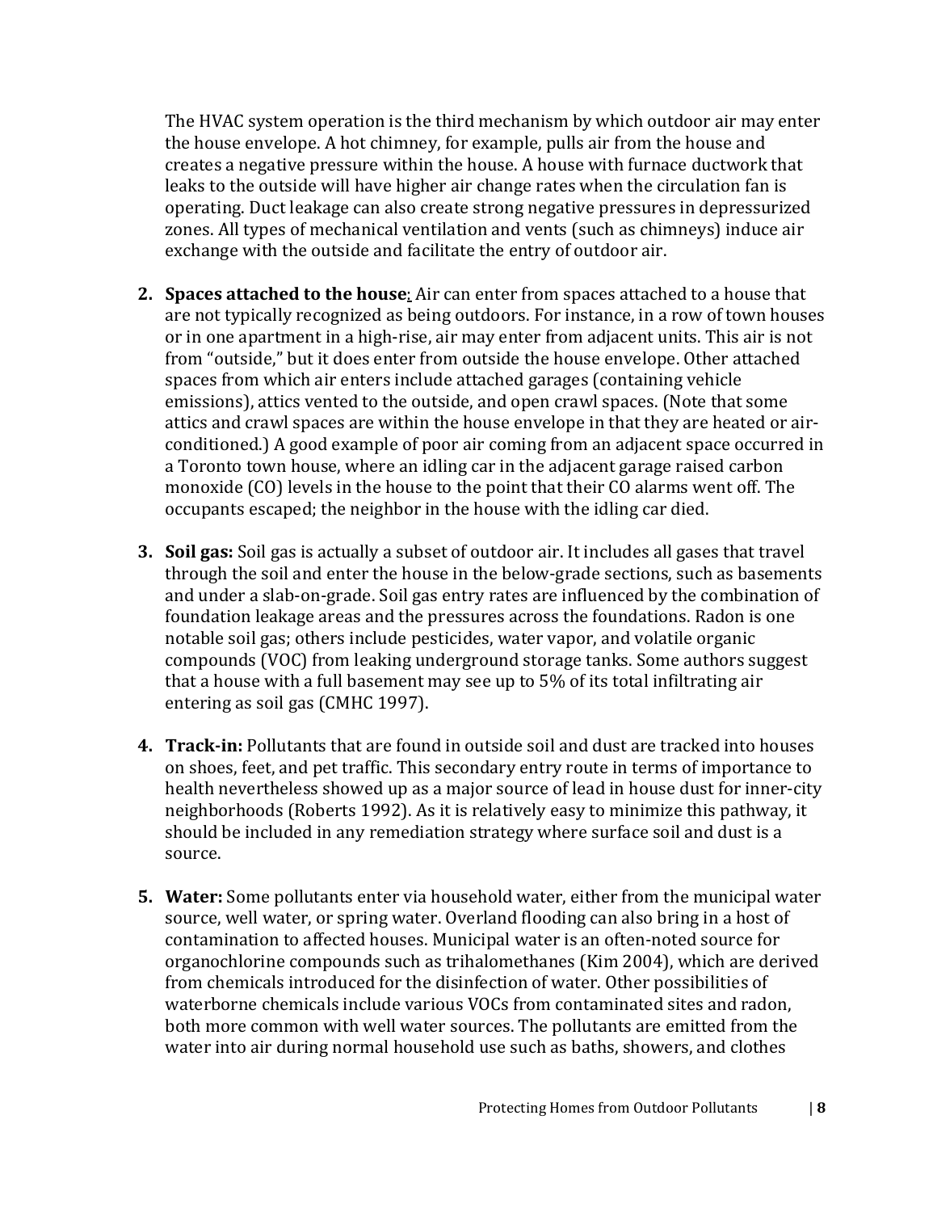The HVAC system operation is the third mechanism by which outdoor air may enter the house envelope. A hot chimney, for example, pulls air from the house and creates a negative pressure within the house. A house with furnace ductwork that leaks to the outside will have higher air change rates when the circulation fan is operating. Duct leakage can also create strong negative pressures in depressurized zones. All types of mechanical ventilation and vents (such as chimneys) induce air exchange with the outside and facilitate the entry of outdoor air.

2. **Spaces attached to the house**: Air can enter from spaces attached to a house that are not typically recognized as being outdoors. For instance, in a row of town houses or in one apartment in a high-rise, air may enter from adjacent units. This air is not from "outside," but it does enter from outside the house envelope. Other attached spaces from which air enters include attached garages (containing vehicle emissions), attics vented to the outside, and open crawl spaces. (Note that some attics and crawl spaces are within the house envelope in that they are heated or air-conditioned.) A good example of poor air coming from an adjacent space occurred in a Toronto town house, where an idling car in the adjacent garage raised carbon monoxide (CO) levels in the house to the point that their CO alarms went off. The occupants escaped; the neighbor in the house with the idling car died.

3. **Soil gas:** Soil gas is actually a subset of outdoor air. It includes all gases that travel through the soil and enter the house in the below-grade sections, such as basements and under a slab-on-grade. Soil gas entry rates are influenced by the combination of foundation leakage areas and the pressures across the foundations. Radon is one notable soil gas; others include pesticides, water vapor, and volatile organic compounds (VOC) from leaking underground storage tanks. Some authors suggest that a house with a full basement may see up to 5% of its total infiltrating air entering as soil gas (CMHC 1997).

4. **Track-in:** Pollutants that are found in outside soil and dust are tracked into houses on shoes, feet, and pet traffic. This secondary entry route in terms of importance to health nevertheless showed up as a major source of lead in house dust for inner-city neighborhoods (Roberts 1992). As it is relatively easy to minimize this pathway, it should be included in any remediation strategy where surface soil and dust is a source.

5. **Water:** Some pollutants enter via household water, either from the municipal water source, well water, or spring water. Overland flooding can also bring in a host of contamination to affected houses. Municipal water is an often-noted source for organochlorine compounds such as trihalomethanes (Kim 2004), which are derived from chemicals introduced for the disinfection of water. Other possibilities of waterborne chemicals include various VOCs from contaminated sites and radon, both more common with well water sources. The pollutants are emitted from the water into air during normal household use such as baths, showers, and clothes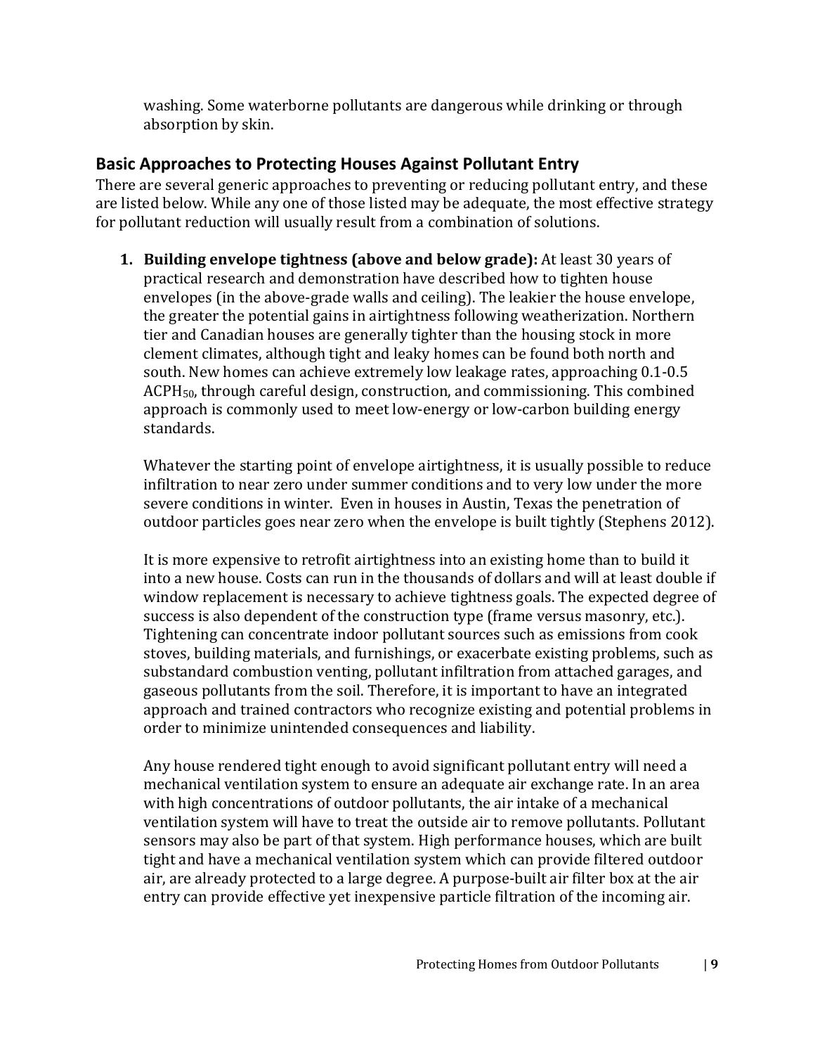washing. Some waterborne pollutants are dangerous while drinking or through absorption by skin.

## Basic Approaches to Protecting Houses Against Pollutant Entry

There are several generic approaches to preventing or reducing pollutant entry, and these are listed below. While any one of those listed may be adequate, the most effective strategy for pollutant reduction will usually result from a combination of solutions.

1. **Building envelope tightness (above and below grade):** At least 30 years of practical research and demonstration have described how to tighten house envelopes (in the above-grade walls and ceiling). The leakier the house envelope, the greater the potential gains in airtightness following weatherization. Northern tier and Canadian houses are generally tighter than the housing stock in more clement climates, although tight and leaky homes can be found both north and south. New homes can achieve extremely low leakage rates, approaching 0.1-0.5 $ACPH_{50}$, through careful design, construction, and commissioning. This combined approach is commonly used to meet low-energy or low-carbon building energy standards.

   Whatever the starting point of envelope airtightness, it is usually possible to reduce infiltration to near zero under summer conditions and to very low under the more severe conditions in winter. Even in houses in Austin, Texas the penetration of outdoor particles goes near zero when the envelope is built tightly (Stephens 2012).

   It is more expensive to retrofit airtightness into an existing home than to build it into a new house. Costs can run in the thousands of dollars and will at least double if window replacement is necessary to achieve tightness goals. The expected degree of success is also dependent of the construction type (frame versus masonry, etc.). Tightening can concentrate indoor pollutant sources such as emissions from cook stoves, building materials, and furnishings, or exacerbate existing problems, such as substandard combustion venting, pollutant infiltration from attached garages, and gaseous pollutants from the soil. Therefore, it is important to have an integrated approach and trained contractors who recognize existing and potential problems in order to minimize unintended consequences and liability.

   Any house rendered tight enough to avoid significant pollutant entry will need a mechanical ventilation system to ensure an adequate air exchange rate. In an area with high concentrations of outdoor pollutants, the air intake of a mechanical ventilation system will have to treat the outside air to remove pollutants. Pollutant sensors may also be part of that system. High performance houses, which are built tight and have a mechanical ventilation system which can provide filtered outdoor air, are already protected to a large degree. A purpose-built air filter box at the air entry can provide effective yet inexpensive particle filtration of the incoming air.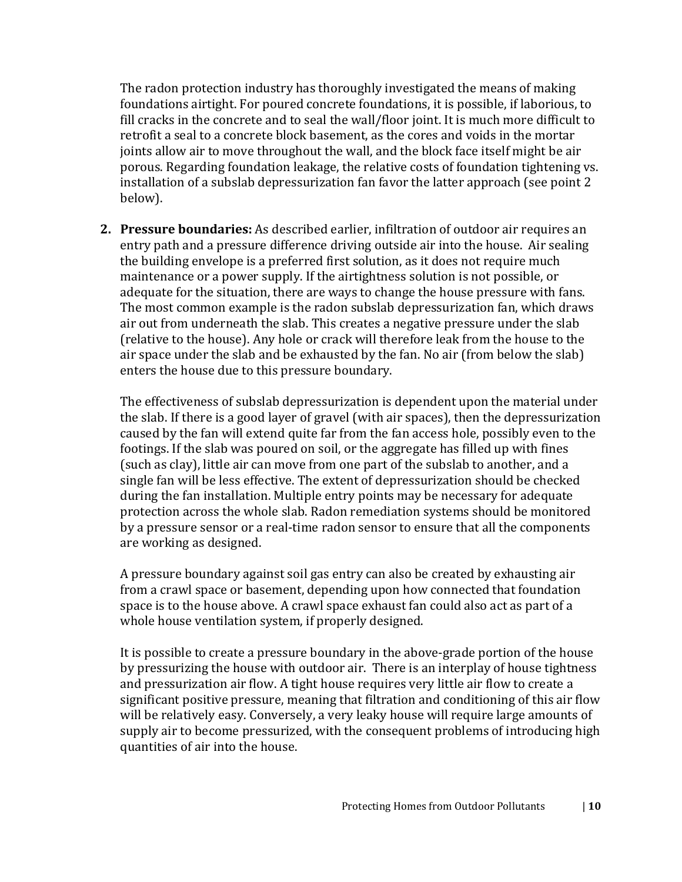The radon protection industry has thoroughly investigated the means of making foundations airtight. For poured concrete foundations, it is possible, if laborious, to fill cracks in the concrete and to seal the wall/floor joint. It is much more difficult to retrofit a seal to a concrete block basement, as the cores and voids in the mortar joints allow air to move throughout the wall, and the block face itself might be air porous. Regarding foundation leakage, the relative costs of foundation tightening vs. installation of a subslab depressurization fan favor the latter approach (see point 2 below).

2. **Pressure boundaries:** As described earlier, infiltration of outdoor air requires an entry path and a pressure difference driving outside air into the house. Air sealing the building envelope is a preferred first solution, as it does not require much maintenance or a power supply. If the airtightness solution is not possible, or adequate for the situation, there are ways to change the house pressure with fans. The most common example is the radon subslab depressurization fan, which draws air out from underneath the slab. This creates a negative pressure under the slab (relative to the house). Any hole or crack will therefore leak from the house to the air space under the slab and be exhausted by the fan. No air (from below the slab) enters the house due to this pressure boundary.

   The effectiveness of subslab depressurization is dependent upon the material under the slab. If there is a good layer of gravel (with air spaces), then the depressurization caused by the fan will extend quite far from the fan access hole, possibly even to the footings. If the slab was poured on soil, or the aggregate has filled up with fines (such as clay), little air can move from one part of the subslab to another, and a single fan will be less effective. The extent of depressurization should be checked during the fan installation. Multiple entry points may be necessary for adequate protection across the whole slab. Radon remediation systems should be monitored by a pressure sensor or a real-time radon sensor to ensure that all the components are working as designed.

   A pressure boundary against soil gas entry can also be created by exhausting air from a crawl space or basement, depending upon how connected that foundation space is to the house above. A crawl space exhaust fan could also act as part of a whole house ventilation system, if properly designed.

   It is possible to create a pressure boundary in the above-grade portion of the house by pressurizing the house with outdoor air. There is an interplay of house tightness and pressurization air flow. A tight house requires very little air flow to create a significant positive pressure, meaning that filtration and conditioning of this air flow will be relatively easy. Conversely, a very leaky house will require large amounts of supply air to become pressurized, with the consequent problems of introducing high quantities of air into the house.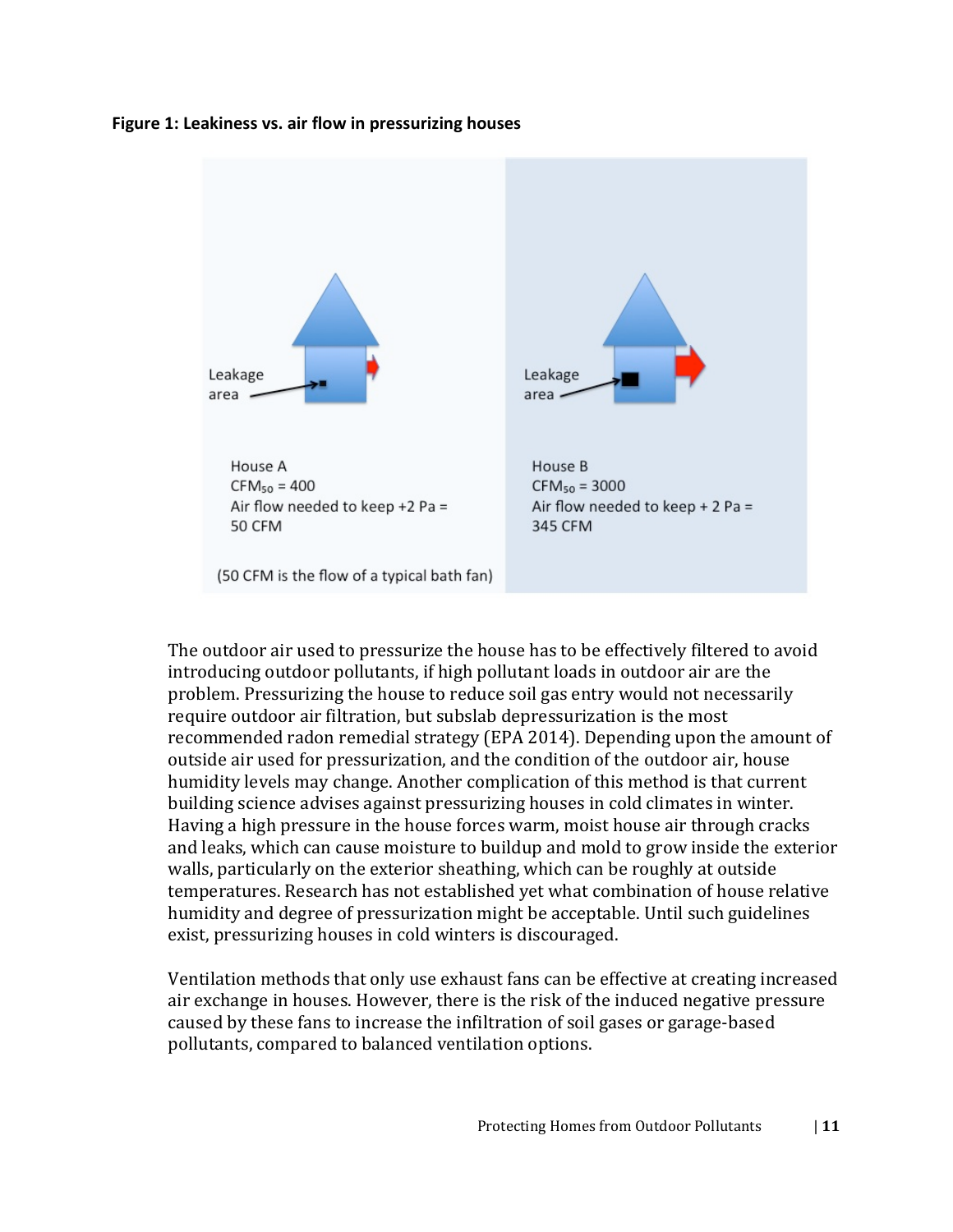**Figure 1: Leakiness vs. air flow in pressurizing houses**

Leakage area

House A
$CFM_{50}$ = 400
Air flow needed to keep +2 Pa = 50 CFM

(50 CFM is the flow of a typical bath fan)

Leakage area

House B
$CFM_{50}$ = 3000
Air flow needed to keep + 2 Pa = 345 CFM

The outdoor air used to pressurize the house has to be effectively filtered to avoid introducing outdoor pollutants, if high pollutant loads in outdoor air are the problem. Pressurizing the house to reduce soil gas entry would not necessarily require outdoor air filtration, but subslab depressurization is the most recommended radon remedial strategy (EPA 2014). Depending upon the amount of outside air used for pressurization, and the condition of the outdoor air, house humidity levels may change. Another complication of this method is that current building science advises against pressurizing houses in cold climates in winter. Having a high pressure in the house forces warm, moist house air through cracks and leaks, which can cause moisture to buildup and mold to grow inside the exterior walls, particularly on the exterior sheathing, which can be roughly at outside temperatures. Research has not established yet what combination of house relative humidity and degree of pressurization might be acceptable. Until such guidelines exist, pressurizing houses in cold winters is discouraged.

Ventilation methods that only use exhaust fans can be effective at creating increased air exchange in houses. However, there is the risk of the induced negative pressure caused by these fans to increase the infiltration of soil gases or garage-based pollutants, compared to balanced ventilation options.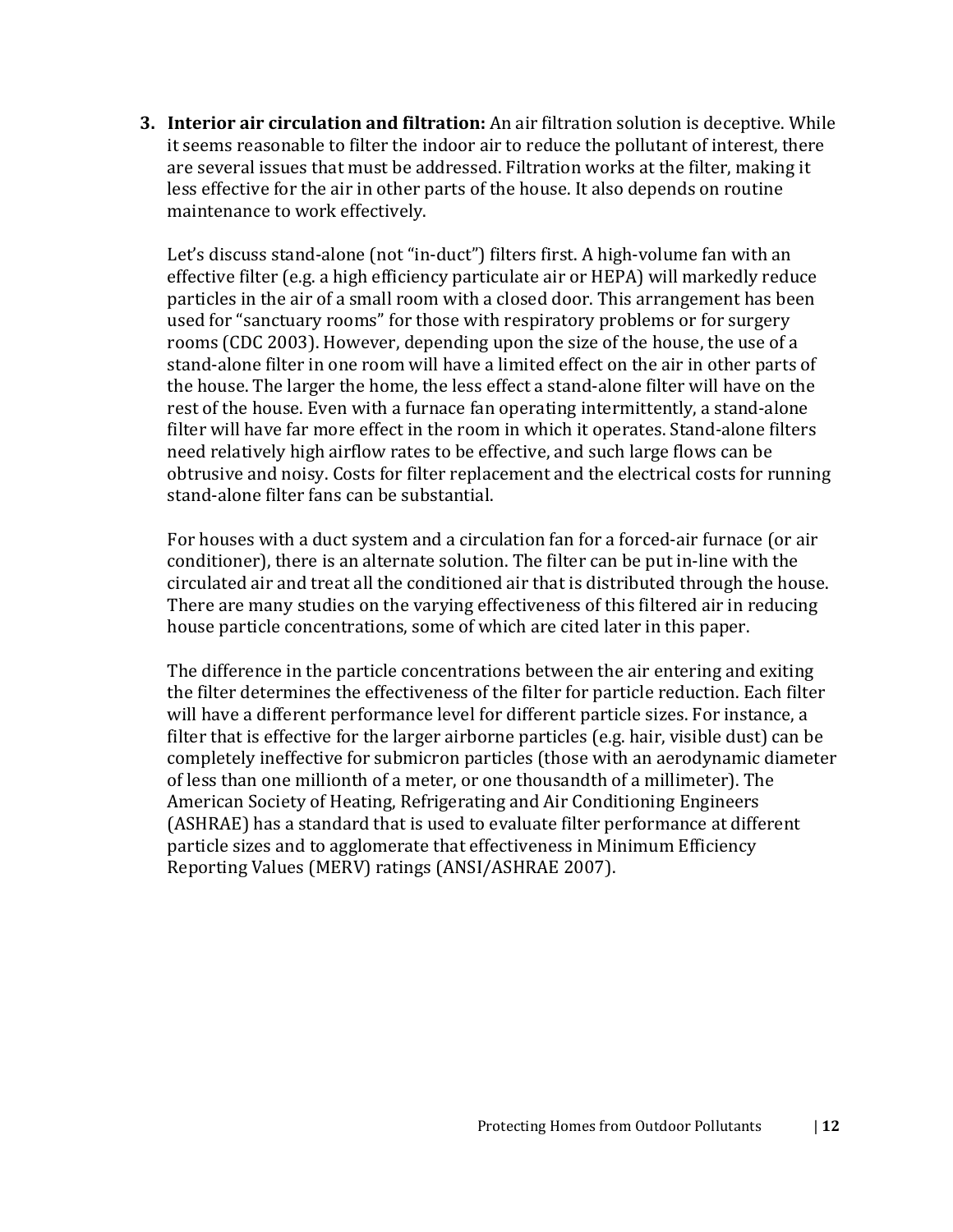3. **Interior air circulation and filtration:** An air filtration solution is deceptive. While it seems reasonable to filter the indoor air to reduce the pollutant of interest, there are several issues that must be addressed. Filtration works at the filter, making it less effective for the air in other parts of the house. It also depends on routine maintenance to work effectively.

   Let's discuss stand-alone (not "in-duct") filters first. A high-volume fan with an effective filter (e.g. a high efficiency particulate air or HEPA) will markedly reduce particles in the air of a small room with a closed door. This arrangement has been used for "sanctuary rooms" for those with respiratory problems or for surgery rooms (CDC 2003). However, depending upon the size of the house, the use of a stand-alone filter in one room will have a limited effect on the air in other parts of the house. The larger the home, the less effect a stand-alone filter will have on the rest of the house. Even with a furnace fan operating intermittently, a stand-alone filter will have far more effect in the room in which it operates. Stand-alone filters need relatively high airflow rates to be effective, and such large flows can be obtrusive and noisy. Costs for filter replacement and the electrical costs for running stand-alone filter fans can be substantial.

   For houses with a duct system and a circulation fan for a forced-air furnace (or air conditioner), there is an alternate solution. The filter can be put in-line with the circulated air and treat all the conditioned air that is distributed through the house. There are many studies on the varying effectiveness of this filtered air in reducing house particle concentrations, some of which are cited later in this paper.

   The difference in the particle concentrations between the air entering and exiting the filter determines the effectiveness of the filter for particle reduction. Each filter will have a different performance level for different particle sizes. For instance, a filter that is effective for the larger airborne particles (e.g. hair, visible dust) can be completely ineffective for submicron particles (those with an aerodynamic diameter of less than one millionth of a meter, or one thousandth of a millimeter). The American Society of Heating, Refrigerating and Air Conditioning Engineers (ASHRAE) has a standard that is used to evaluate filter performance at different particle sizes and to agglomerate that effectiveness in Minimum Efficiency Reporting Values (MERV) ratings (ANSI/ASHRAE 2007).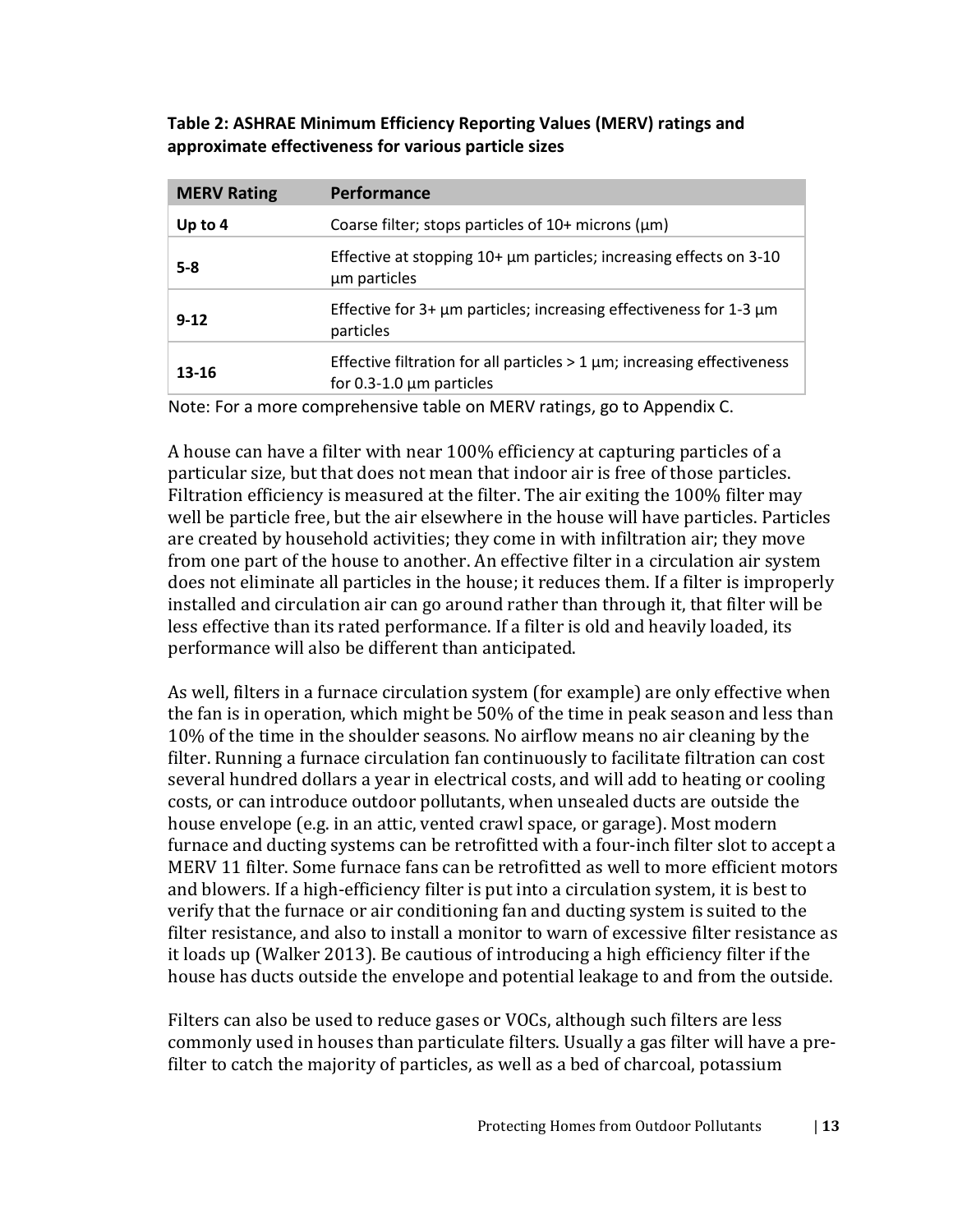**Table 2: ASHRAE Minimum Efficiency Reporting Values (MERV) ratings and approximate effectiveness for various particle sizes**

| MERV Rating | Performance |
|---|---|
| **Up to 4** | Coarse filter; stops particles of 10+ microns (μm) |
| **5-8** | Effective at stopping 10+ μm particles; increasing effects on 3-10 μm particles |
| **9-12** | Effective for 3+ μm particles; increasing effectiveness for 1-3 μm particles |
| **13-16** | Effective filtration for all particles > 1 μm; increasing effectiveness for 0.3-1.0 μm particles |

Note: For a more comprehensive table on MERV ratings, go to Appendix C.

A house can have a filter with near 100% efficiency at capturing particles of a particular size, but that does not mean that indoor air is free of those particles. Filtration efficiency is measured at the filter. The air exiting the 100% filter may well be particle free, but the air elsewhere in the house will have particles. Particles are created by household activities; they come in with infiltration air; they move from one part of the house to another. An effective filter in a circulation air system does not eliminate all particles in the house; it reduces them. If a filter is improperly installed and circulation air can go around rather than through it, that filter will be less effective than its rated performance. If a filter is old and heavily loaded, its performance will also be different than anticipated.

As well, filters in a furnace circulation system (for example) are only effective when the fan is in operation, which might be 50% of the time in peak season and less than 10% of the time in the shoulder seasons. No airflow means no air cleaning by the filter. Running a furnace circulation fan continuously to facilitate filtration can cost several hundred dollars a year in electrical costs, and will add to heating or cooling costs, or can introduce outdoor pollutants, when unsealed ducts are outside the house envelope (e.g. in an attic, vented crawl space, or garage). Most modern furnace and ducting systems can be retrofitted with a four-inch filter slot to accept a MERV 11 filter. Some furnace fans can be retrofitted as well to more efficient motors and blowers. If a high-efficiency filter is put into a circulation system, it is best to verify that the furnace or air conditioning fan and ducting system is suited to the filter resistance, and also to install a monitor to warn of excessive filter resistance as it loads up (Walker 2013). Be cautious of introducing a high efficiency filter if the house has ducts outside the envelope and potential leakage to and from the outside.

Filters can also be used to reduce gases or VOCs, although such filters are less commonly used in houses than particulate filters. Usually a gas filter will have a pre-filter to catch the majority of particles, as well as a bed of charcoal, potassium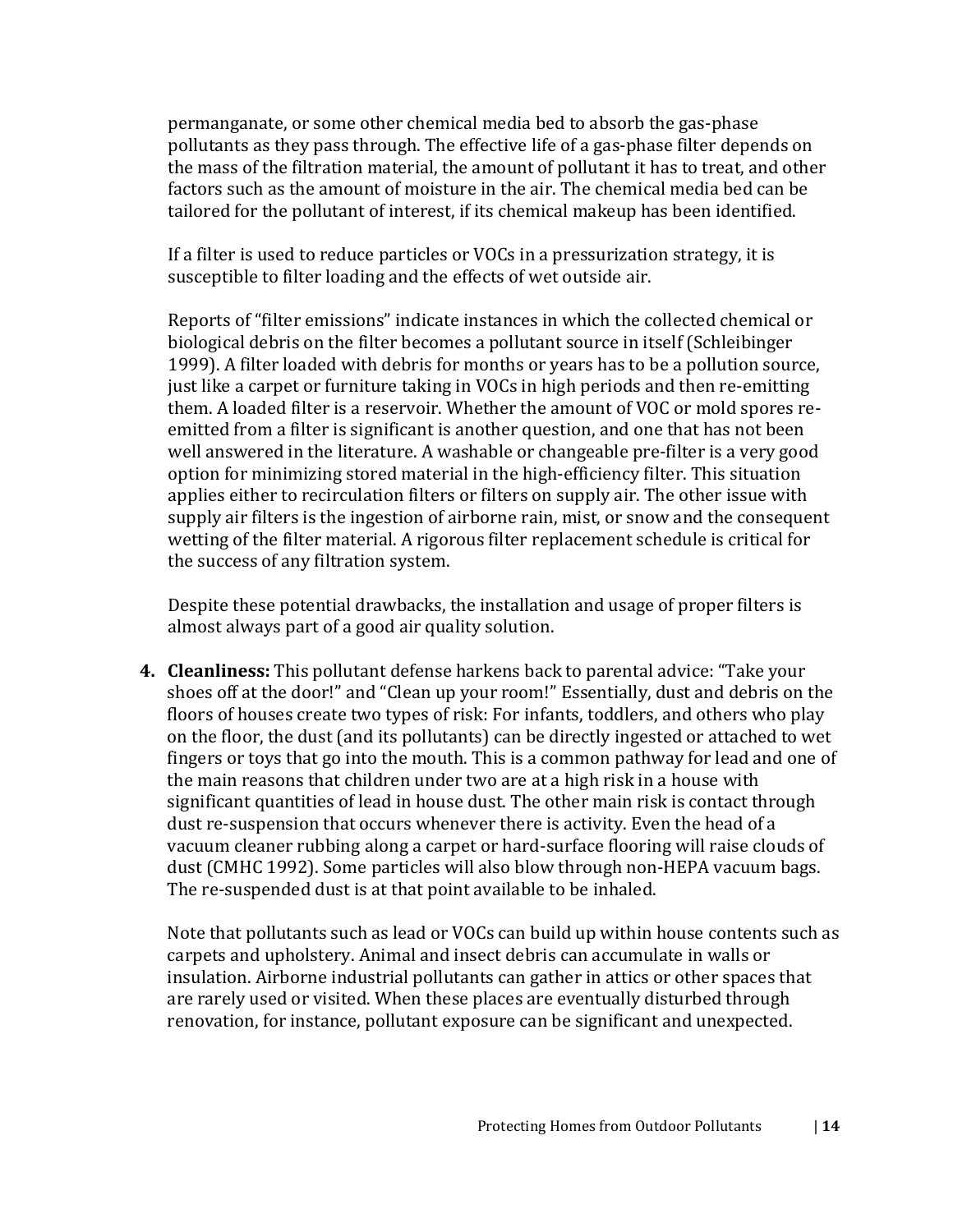permanganate, or some other chemical media bed to absorb the gas-phase pollutants as they pass through. The effective life of a gas-phase filter depends on the mass of the filtration material, the amount of pollutant it has to treat, and other factors such as the amount of moisture in the air. The chemical media bed can be tailored for the pollutant of interest, if its chemical makeup has been identified.

If a filter is used to reduce particles or VOCs in a pressurization strategy, it is susceptible to filter loading and the effects of wet outside air.

Reports of "filter emissions" indicate instances in which the collected chemical or biological debris on the filter becomes a pollutant source in itself (Schleibinger 1999). A filter loaded with debris for months or years has to be a pollution source, just like a carpet or furniture taking in VOCs in high periods and then re-emitting them. A loaded filter is a reservoir. Whether the amount of VOC or mold spores re-emitted from a filter is significant is another question, and one that has not been well answered in the literature. A washable or changeable pre-filter is a very good option for minimizing stored material in the high-efficiency filter. This situation applies either to recirculation filters or filters on supply air. The other issue with supply air filters is the ingestion of airborne rain, mist, or snow and the consequent wetting of the filter material. A rigorous filter replacement schedule is critical for the success of any filtration system.

Despite these potential drawbacks, the installation and usage of proper filters is almost always part of a good air quality solution.

4. **Cleanliness:** This pollutant defense harkens back to parental advice: "Take your shoes off at the door!" and "Clean up your room!" Essentially, dust and debris on the floors of houses create two types of risk: For infants, toddlers, and others who play on the floor, the dust (and its pollutants) can be directly ingested or attached to wet fingers or toys that go into the mouth. This is a common pathway for lead and one of the main reasons that children under two are at a high risk in a house with significant quantities of lead in house dust. The other main risk is contact through dust re-suspension that occurs whenever there is activity. Even the head of a vacuum cleaner rubbing along a carpet or hard-surface flooring will raise clouds of dust (CMHC 1992). Some particles will also blow through non-HEPA vacuum bags. The re-suspended dust is at that point available to be inhaled.

   Note that pollutants such as lead or VOCs can build up within house contents such as carpets and upholstery. Animal and insect debris can accumulate in walls or insulation. Airborne industrial pollutants can gather in attics or other spaces that are rarely used or visited. When these places are eventually disturbed through renovation, for instance, pollutant exposure can be significant and unexpected.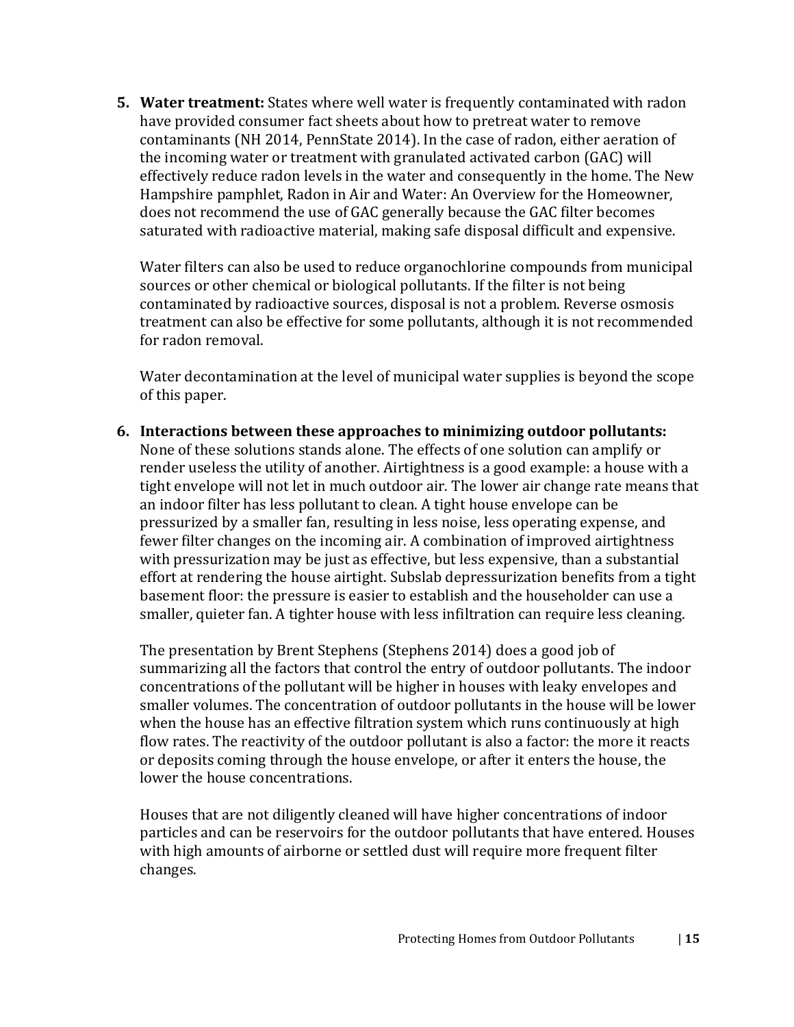5. **Water treatment:** States where well water is frequently contaminated with radon have provided consumer fact sheets about how to pretreat water to remove contaminants (NH 2014, PennState 2014). In the case of radon, either aeration of the incoming water or treatment with granulated activated carbon (GAC) will effectively reduce radon levels in the water and consequently in the home. The New Hampshire pamphlet, Radon in Air and Water: An Overview for the Homeowner, does not recommend the use of GAC generally because the GAC filter becomes saturated with radioactive material, making safe disposal difficult and expensive.

   Water filters can also be used to reduce organochlorine compounds from municipal sources or other chemical or biological pollutants. If the filter is not being contaminated by radioactive sources, disposal is not a problem. Reverse osmosis treatment can also be effective for some pollutants, although it is not recommended for radon removal.

   Water decontamination at the level of municipal water supplies is beyond the scope of this paper.

6. **Interactions between these approaches to minimizing outdoor pollutants:** None of these solutions stands alone. The effects of one solution can amplify or render useless the utility of another. Airtightness is a good example: a house with a tight envelope will not let in much outdoor air. The lower air change rate means that an indoor filter has less pollutant to clean. A tight house envelope can be pressurized by a smaller fan, resulting in less noise, less operating expense, and fewer filter changes on the incoming air. A combination of improved airtightness with pressurization may be just as effective, but less expensive, than a substantial effort at rendering the house airtight. Subslab depressurization benefits from a tight basement floor: the pressure is easier to establish and the householder can use a smaller, quieter fan. A tighter house with less infiltration can require less cleaning.

   The presentation by Brent Stephens (Stephens 2014) does a good job of summarizing all the factors that control the entry of outdoor pollutants. The indoor concentrations of the pollutant will be higher in houses with leaky envelopes and smaller volumes. The concentration of outdoor pollutants in the house will be lower when the house has an effective filtration system which runs continuously at high flow rates. The reactivity of the outdoor pollutant is also a factor: the more it reacts or deposits coming through the house envelope, or after it enters the house, the lower the house concentrations.

   Houses that are not diligently cleaned will have higher concentrations of indoor particles and can be reservoirs for the outdoor pollutants that have entered. Houses with high amounts of airborne or settled dust will require more frequent filter changes.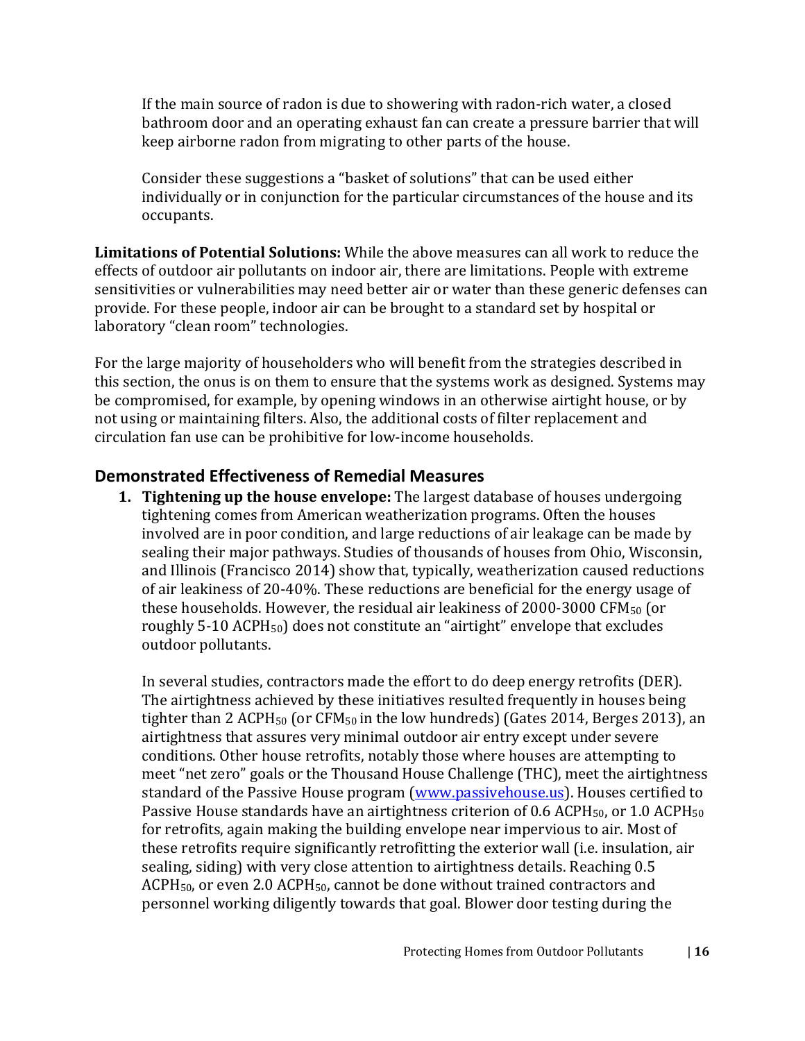If the main source of radon is due to showering with radon-rich water, a closed bathroom door and an operating exhaust fan can create a pressure barrier that will keep airborne radon from migrating to other parts of the house.

Consider these suggestions a "basket of solutions" that can be used either individually or in conjunction for the particular circumstances of the house and its occupants.

**Limitations of Potential Solutions:** While the above measures can all work to reduce the effects of outdoor air pollutants on indoor air, there are limitations. People with extreme sensitivities or vulnerabilities may need better air or water than these generic defenses can provide. For these people, indoor air can be brought to a standard set by hospital or laboratory "clean room" technologies.

For the large majority of householders who will benefit from the strategies described in this section, the onus is on them to ensure that the systems work as designed. Systems may be compromised, for example, by opening windows in an otherwise airtight house, or by not using or maintaining filters. Also, the additional costs of filter replacement and circulation fan use can be prohibitive for low-income households.

## Demonstrated Effectiveness of Remedial Measures

1. **Tightening up the house envelope:** The largest database of houses undergoing tightening comes from American weatherization programs. Often the houses involved are in poor condition, and large reductions of air leakage can be made by sealing their major pathways. Studies of thousands of houses from Ohio, Wisconsin, and Illinois (Francisco 2014) show that, typically, weatherization caused reductions of air leakiness of 20-40%. These reductions are beneficial for the energy usage of these households. However, the residual air leakiness of 2000-3000 $CFM_{50}$ (or roughly 5-10 $ACPH_{50}$) does not constitute an "airtight" envelope that excludes outdoor pollutants.

   In several studies, contractors made the effort to do deep energy retrofits (DER). The airtightness achieved by these initiatives resulted frequently in houses being tighter than 2 $ACPH_{50}$ (or $CFM_{50}$ in the low hundreds) (Gates 2014, Berges 2013), an airtightness that assures very minimal outdoor air entry except under severe conditions. Other house retrofits, notably those where houses are attempting to meet "net zero" goals or the Thousand House Challenge (THC), meet the airtightness standard of the Passive House program ([www.passivehouse.us](http://www.passivehouse.us)). Houses certified to Passive House standards have an airtightness criterion of 0.6 $ACPH_{50}$, or 1.0 $ACPH_{50}$ for retrofits, again making the building envelope near impervious to air. Most of these retrofits require significantly retrofitting the exterior wall (i.e. insulation, air sealing, siding) with very close attention to airtightness details. Reaching 0.5 $ACPH_{50}$, or even 2.0 $ACPH_{50}$, cannot be done without trained contractors and personnel working diligently towards that goal. Blower door testing during the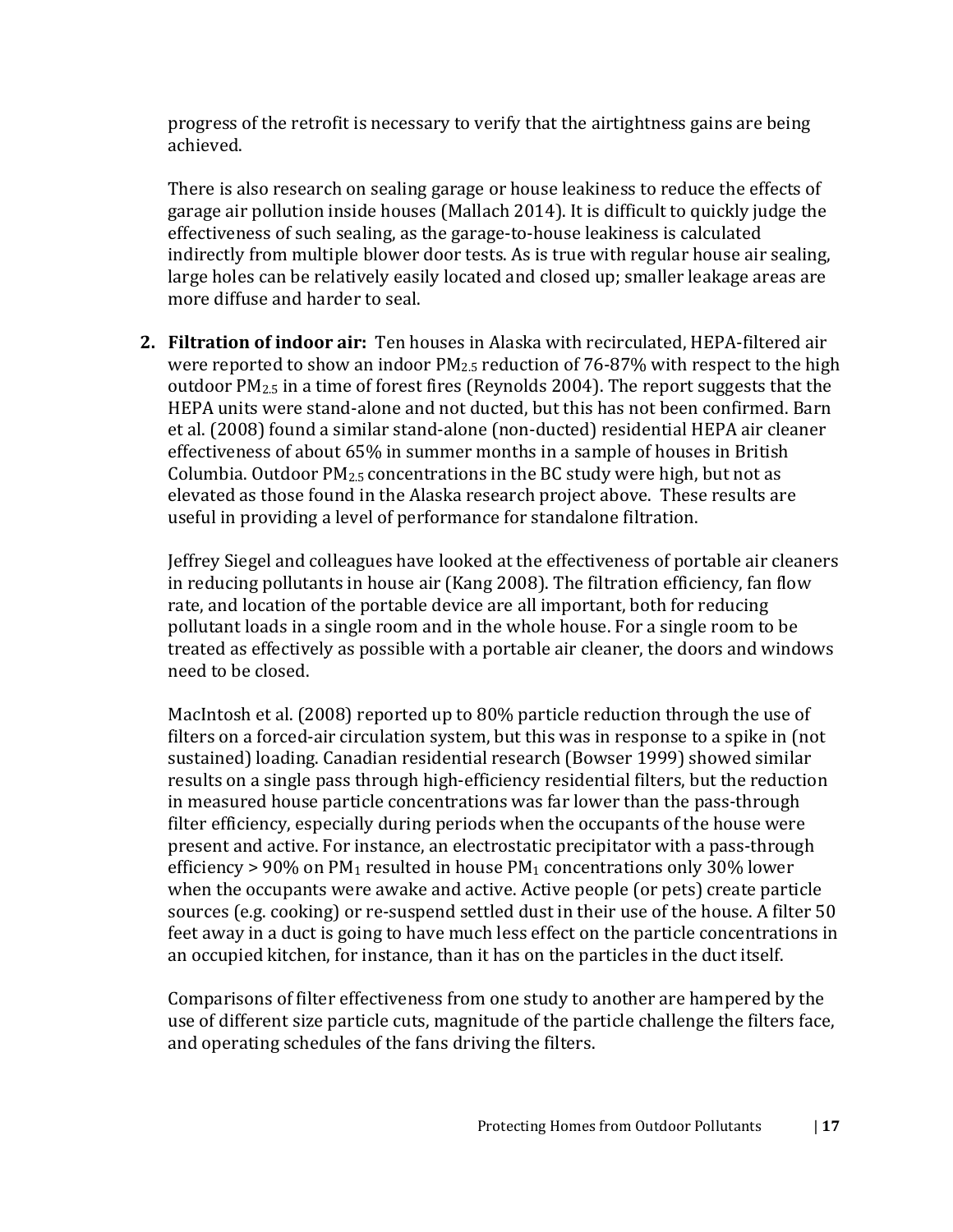progress of the retrofit is necessary to verify that the airtightness gains are being achieved.

There is also research on sealing garage or house leakiness to reduce the effects of garage air pollution inside houses (Mallach 2014). It is difficult to quickly judge the effectiveness of such sealing, as the garage-to-house leakiness is calculated indirectly from multiple blower door tests. As is true with regular house air sealing, large holes can be relatively easily located and closed up; smaller leakage areas are more diffuse and harder to seal.

2. **Filtration of indoor air:** Ten houses in Alaska with recirculated, HEPA-filtered air were reported to show an indoor $PM_{2.5}$ reduction of 76-87% with respect to the high outdoor $PM_{2.5}$ in a time of forest fires (Reynolds 2004). The report suggests that the HEPA units were stand-alone and not ducted, but this has not been confirmed. Barn et al. (2008) found a similar stand-alone (non-ducted) residential HEPA air cleaner effectiveness of about 65% in summer months in a sample of houses in British Columbia. Outdoor $PM_{2.5}$ concentrations in the BC study were high, but not as elevated as those found in the Alaska research project above. These results are useful in providing a level of performance for standalone filtration.

   Jeffrey Siegel and colleagues have looked at the effectiveness of portable air cleaners in reducing pollutants in house air (Kang 2008). The filtration efficiency, fan flow rate, and location of the portable device are all important, both for reducing pollutant loads in a single room and in the whole house. For a single room to be treated as effectively as possible with a portable air cleaner, the doors and windows need to be closed.

   MacIntosh et al. (2008) reported up to 80% particle reduction through the use of filters on a forced-air circulation system, but this was in response to a spike in (not sustained) loading. Canadian residential research (Bowser 1999) showed similar results on a single pass through high-efficiency residential filters, but the reduction in measured house particle concentrations was far lower than the pass-through filter efficiency, especially during periods when the occupants of the house were present and active. For instance, an electrostatic precipitator with a pass-through efficiency > 90% on $PM_1$ resulted in house $PM_1$ concentrations only 30% lower when the occupants were awake and active. Active people (or pets) create particle sources (e.g. cooking) or re-suspend settled dust in their use of the house. A filter 50 feet away in a duct is going to have much less effect on the particle concentrations in an occupied kitchen, for instance, than it has on the particles in the duct itself.

   Comparisons of filter effectiveness from one study to another are hampered by the use of different size particle cuts, magnitude of the particle challenge the filters face, and operating schedules of the fans driving the filters.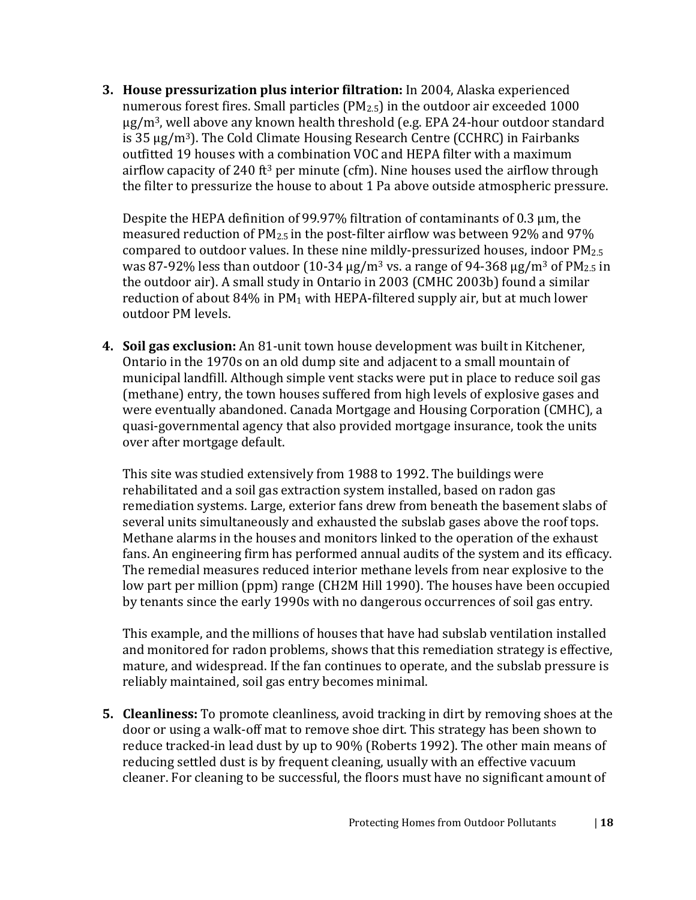3. **House pressurization plus interior filtration:** In 2004, Alaska experienced numerous forest fires. Small particles ($PM_{2.5}$) in the outdoor air exceeded 1000 μg/m$^3$, well above any known health threshold (e.g. EPA 24-hour outdoor standard is 35 μg/m$^3$). The Cold Climate Housing Research Centre (CCHRC) in Fairbanks outfitted 19 houses with a combination VOC and HEPA filter with a maximum airflow capacity of 240 ft$^3$ per minute (cfm). Nine houses used the airflow through the filter to pressurize the house to about 1 Pa above outside atmospheric pressure.

   Despite the HEPA definition of 99.97% filtration of contaminants of 0.3 μm, the measured reduction of $PM_{2.5}$ in the post-filter airflow was between 92% and 97% compared to outdoor values. In these nine mildly-pressurized houses, indoor $PM_{2.5}$ was 87-92% less than outdoor (10-34 μg/m$^3$ vs. a range of 94-368 μg/m$^3$ of $PM_{2.5}$ in the outdoor air). A small study in Ontario in 2003 (CMHC 2003b) found a similar reduction of about 84% in $PM_1$ with HEPA-filtered supply air, but at much lower outdoor PM levels.

4. **Soil gas exclusion:** An 81-unit town house development was built in Kitchener, Ontario in the 1970s on an old dump site and adjacent to a small mountain of municipal landfill. Although simple vent stacks were put in place to reduce soil gas (methane) entry, the town houses suffered from high levels of explosive gases and were eventually abandoned. Canada Mortgage and Housing Corporation (CMHC), a quasi-governmental agency that also provided mortgage insurance, took the units over after mortgage default.

   This site was studied extensively from 1988 to 1992. The buildings were rehabilitated and a soil gas extraction system installed, based on radon gas remediation systems. Large, exterior fans drew from beneath the basement slabs of several units simultaneously and exhausted the subslab gases above the roof tops. Methane alarms in the houses and monitors linked to the operation of the exhaust fans. An engineering firm has performed annual audits of the system and its efficacy. The remedial measures reduced interior methane levels from near explosive to the low part per million (ppm) range (CH2M Hill 1990). The houses have been occupied by tenants since the early 1990s with no dangerous occurrences of soil gas entry.

   This example, and the millions of houses that have had subslab ventilation installed and monitored for radon problems, shows that this remediation strategy is effective, mature, and widespread. If the fan continues to operate, and the subslab pressure is reliably maintained, soil gas entry becomes minimal.

5. **Cleanliness:** To promote cleanliness, avoid tracking in dirt by removing shoes at the door or using a walk-off mat to remove shoe dirt. This strategy has been shown to reduce tracked-in lead dust by up to 90% (Roberts 1992). The other main means of reducing settled dust is by frequent cleaning, usually with an effective vacuum cleaner. For cleaning to be successful, the floors must have no significant amount of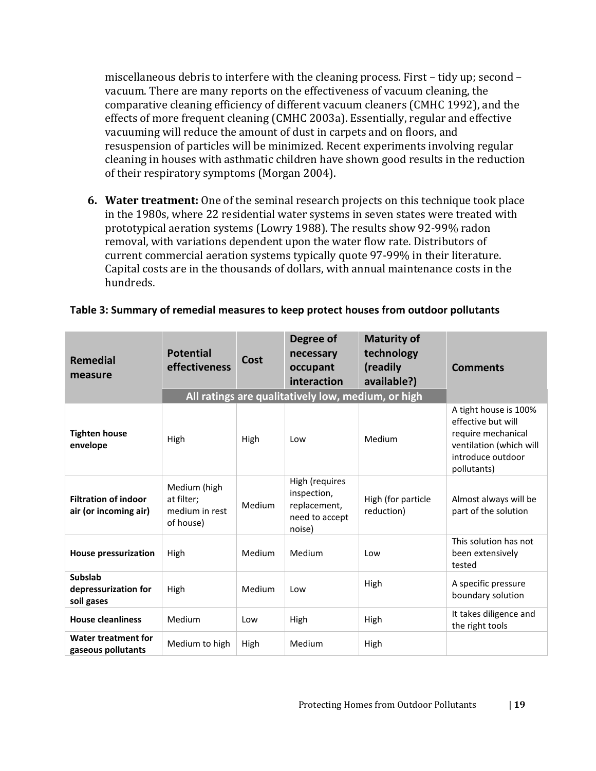miscellaneous debris to interfere with the cleaning process. First – tidy up; second – vacuum. There are many reports on the effectiveness of vacuum cleaning, the comparative cleaning efficiency of different vacuum cleaners (CMHC 1992), and the effects of more frequent cleaning (CMHC 2003a). Essentially, regular and effective vacuuming will reduce the amount of dust in carpets and on floors, and resuspension of particles will be minimized. Recent experiments involving regular cleaning in houses with asthmatic children have shown good results in the reduction of their respiratory symptoms (Morgan 2004).

6. **Water treatment:** One of the seminal research projects on this technique took place in the 1980s, where 22 residential water systems in seven states were treated with prototypical aeration systems (Lowry 1988). The results show 92-99% radon removal, with variations dependent upon the water flow rate. Distributors of current commercial aeration systems typically quote 97-99% in their literature. Capital costs are in the thousands of dollars, with annual maintenance costs in the hundreds.

**Table 3: Summary of remedial measures to keep protect houses from outdoor pollutants**

| Remedial measure | Potential effectiveness | Cost | Degree of necessary occupant interaction | Maturity of technology (readily available?) | Comments |
|---|---|---|---|---|---|
| | All ratings are qualitatively low, medium, or high | | | | |
| **Tighten house envelope** | High | High | Low | Medium | A tight house is 100% effective but will require mechanical ventilation (which will introduce outdoor pollutants) |
| **Filtration of indoor air (or incoming air)** | Medium (high at filter; medium in rest of house) | Medium | High (requires inspection, replacement, need to accept noise) | High (for particle reduction) | Almost always will be part of the solution |
| **House pressurization** | High | Medium | Medium | Low | This solution has not been extensively tested |
| **Subslab depressurization for soil gases** | High | Medium | Low | High | A specific pressure boundary solution |
| **House cleanliness** | Medium | Low | High | High | It takes diligence and the right tools |
| **Water treatment for gaseous pollutants** | Medium to high | High | Medium | High | |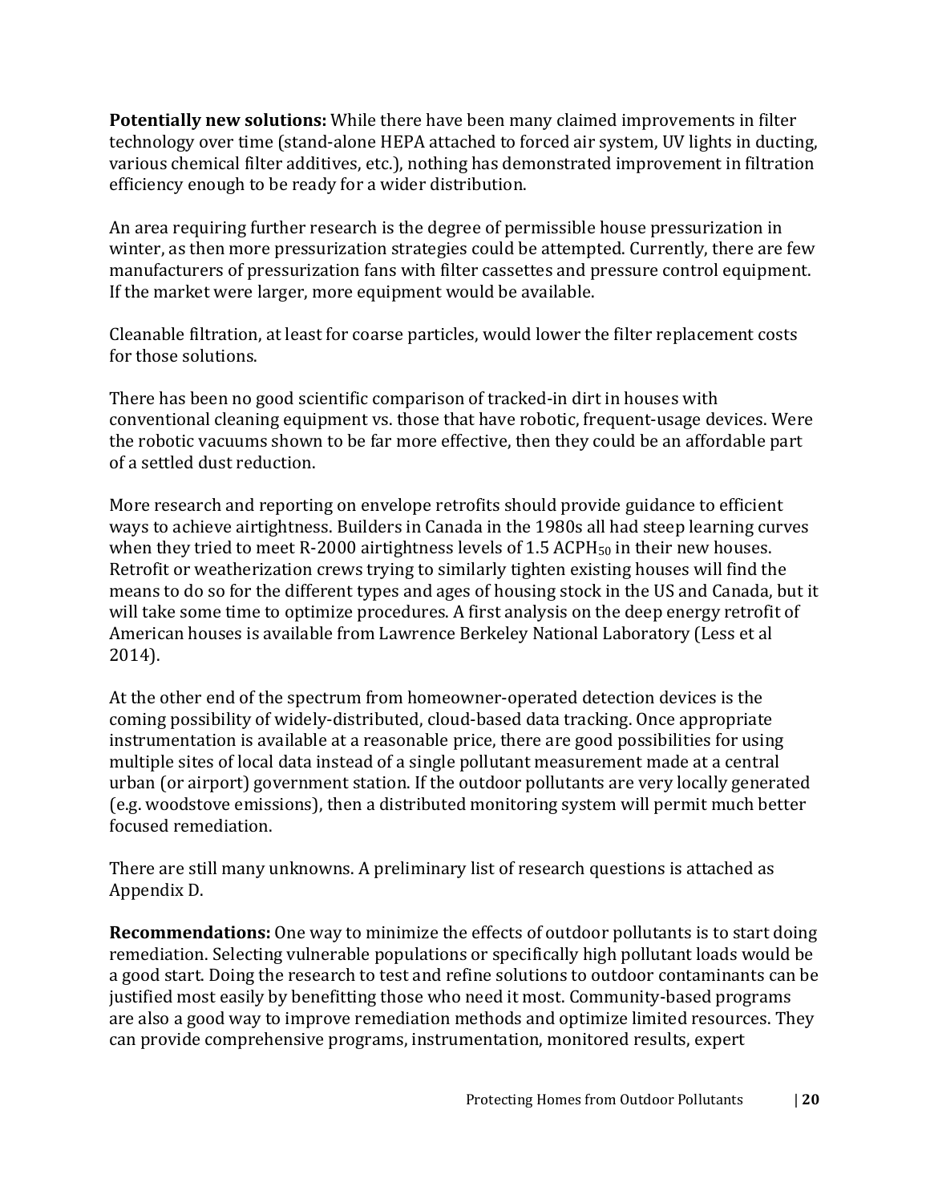**Potentially new solutions:** While there have been many claimed improvements in filter technology over time (stand-alone HEPA attached to forced air system, UV lights in ducting, various chemical filter additives, etc.), nothing has demonstrated improvement in filtration efficiency enough to be ready for a wider distribution.

An area requiring further research is the degree of permissible house pressurization in winter, as then more pressurization strategies could be attempted. Currently, there are few manufacturers of pressurization fans with filter cassettes and pressure control equipment. If the market were larger, more equipment would be available.

Cleanable filtration, at least for coarse particles, would lower the filter replacement costs for those solutions.

There has been no good scientific comparison of tracked-in dirt in houses with conventional cleaning equipment vs. those that have robotic, frequent-usage devices. Were the robotic vacuums shown to be far more effective, then they could be an affordable part of a settled dust reduction.

More research and reporting on envelope retrofits should provide guidance to efficient ways to achieve airtightness. Builders in Canada in the 1980s all had steep learning curves when they tried to meet R-2000 airtightness levels of 1.5 $ACPH_{50}$ in their new houses. Retrofit or weatherization crews trying to similarly tighten existing houses will find the means to do so for the different types and ages of housing stock in the US and Canada, but it will take some time to optimize procedures. A first analysis on the deep energy retrofit of American houses is available from Lawrence Berkeley National Laboratory (Less et al 2014).

At the other end of the spectrum from homeowner-operated detection devices is the coming possibility of widely-distributed, cloud-based data tracking. Once appropriate instrumentation is available at a reasonable price, there are good possibilities for using multiple sites of local data instead of a single pollutant measurement made at a central urban (or airport) government station. If the outdoor pollutants are very locally generated (e.g. woodstove emissions), then a distributed monitoring system will permit much better focused remediation.

There are still many unknowns. A preliminary list of research questions is attached as Appendix D.

**Recommendations:** One way to minimize the effects of outdoor pollutants is to start doing remediation. Selecting vulnerable populations or specifically high pollutant loads would be a good start. Doing the research to test and refine solutions to outdoor contaminants can be justified most easily by benefitting those who need it most. Community-based programs are also a good way to improve remediation methods and optimize limited resources. They can provide comprehensive programs, instrumentation, monitored results, expert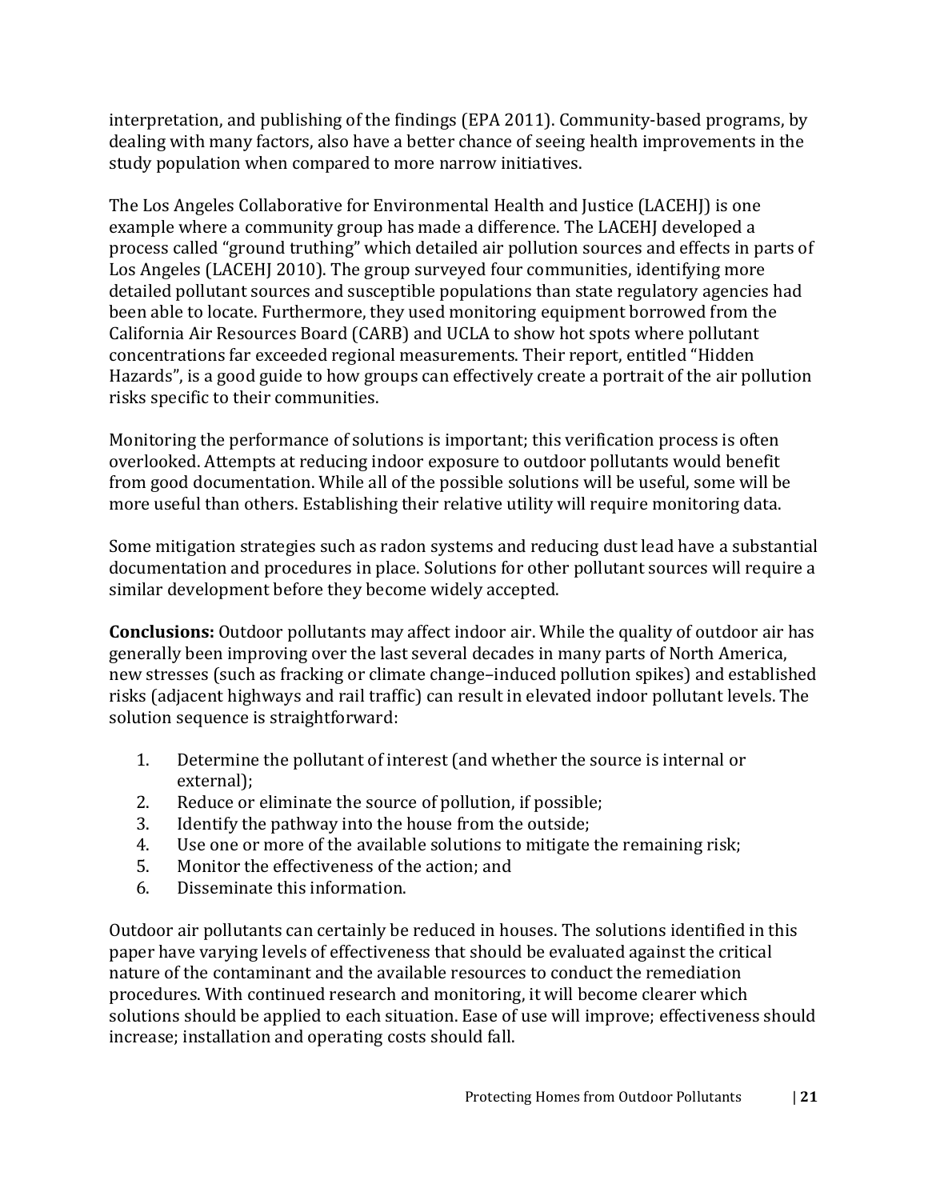interpretation, and publishing of the findings (EPA 2011). Community-based programs, by dealing with many factors, also have a better chance of seeing health improvements in the study population when compared to more narrow initiatives.

The Los Angeles Collaborative for Environmental Health and Justice (LACEHJ) is one example where a community group has made a difference. The LACEHJ developed a process called "ground truthing" which detailed air pollution sources and effects in parts of Los Angeles (LACEHJ 2010). The group surveyed four communities, identifying more detailed pollutant sources and susceptible populations than state regulatory agencies had been able to locate. Furthermore, they used monitoring equipment borrowed from the California Air Resources Board (CARB) and UCLA to show hot spots where pollutant concentrations far exceeded regional measurements. Their report, entitled "Hidden Hazards", is a good guide to how groups can effectively create a portrait of the air pollution risks specific to their communities.

Monitoring the performance of solutions is important; this verification process is often overlooked. Attempts at reducing indoor exposure to outdoor pollutants would benefit from good documentation. While all of the possible solutions will be useful, some will be more useful than others. Establishing their relative utility will require monitoring data.

Some mitigation strategies such as radon systems and reducing dust lead have a substantial documentation and procedures in place. Solutions for other pollutant sources will require a similar development before they become widely accepted.

**Conclusions:** Outdoor pollutants may affect indoor air. While the quality of outdoor air has generally been improving over the last several decades in many parts of North America, new stresses (such as fracking or climate change–induced pollution spikes) and established risks (adjacent highways and rail traffic) can result in elevated indoor pollutant levels. The solution sequence is straightforward:

1. Determine the pollutant of interest (and whether the source is internal or external);
2. Reduce or eliminate the source of pollution, if possible;
3. Identify the pathway into the house from the outside;
4. Use one or more of the available solutions to mitigate the remaining risk;
5. Monitor the effectiveness of the action; and
6. Disseminate this information.

Outdoor air pollutants can certainly be reduced in houses. The solutions identified in this paper have varying levels of effectiveness that should be evaluated against the critical nature of the contaminant and the available resources to conduct the remediation procedures. With continued research and monitoring, it will become clearer which solutions should be applied to each situation. Ease of use will improve; effectiveness should increase; installation and operating costs should fall.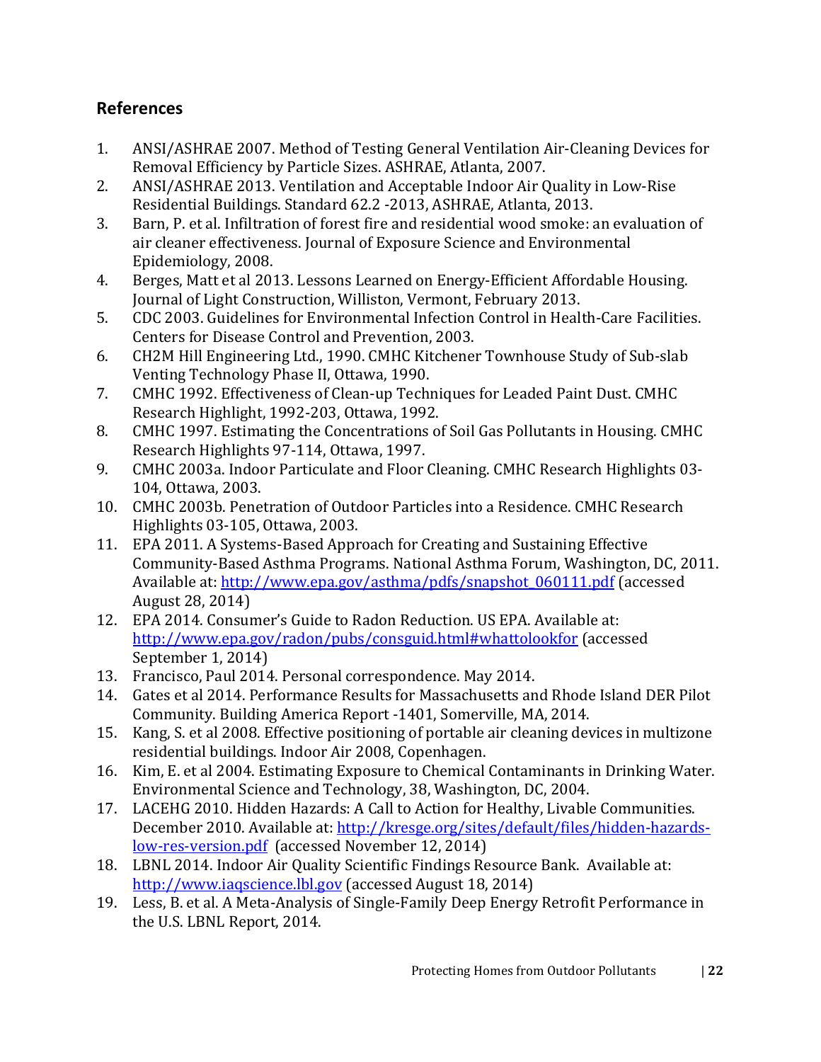## References

1. ANSI/ASHRAE 2007. Method of Testing General Ventilation Air-Cleaning Devices for Removal Efficiency by Particle Sizes. ASHRAE, Atlanta, 2007.
2. ANSI/ASHRAE 2013. Ventilation and Acceptable Indoor Air Quality in Low-Rise Residential Buildings. Standard 62.2 -2013, ASHRAE, Atlanta, 2013.
3. Barn, P. et al. Infiltration of forest fire and residential wood smoke: an evaluation of air cleaner effectiveness. Journal of Exposure Science and Environmental Epidemiology, 2008.
4. Berges, Matt et al 2013. Lessons Learned on Energy-Efficient Affordable Housing. Journal of Light Construction, Williston, Vermont, February 2013.
5. CDC 2003. Guidelines for Environmental Infection Control in Health-Care Facilities. Centers for Disease Control and Prevention, 2003.
6. CH2M Hill Engineering Ltd., 1990. CMHC Kitchener Townhouse Study of Sub-slab Venting Technology Phase II, Ottawa, 1990.
7. CMHC 1992. Effectiveness of Clean-up Techniques for Leaded Paint Dust. CMHC Research Highlight, 1992-203, Ottawa, 1992.
8. CMHC 1997. Estimating the Concentrations of Soil Gas Pollutants in Housing. CMHC Research Highlights 97-114, Ottawa, 1997.
9. CMHC 2003a. Indoor Particulate and Floor Cleaning. CMHC Research Highlights 03-104, Ottawa, 2003.
10. CMHC 2003b. Penetration of Outdoor Particles into a Residence. CMHC Research Highlights 03-105, Ottawa, 2003.
11. EPA 2011. A Systems-Based Approach for Creating and Sustaining Effective Community-Based Asthma Programs. National Asthma Forum, Washington, DC, 2011. Available at: http://www.epa.gov/asthma/pdfs/snapshot_060111.pdf (accessed August 28, 2014)
12. EPA 2014. Consumer's Guide to Radon Reduction. US EPA. Available at: http://www.epa.gov/radon/pubs/consguid.html#whattolookfor (accessed September 1, 2014)
13. Francisco, Paul 2014. Personal correspondence. May 2014.
14. Gates et al 2014. Performance Results for Massachusetts and Rhode Island DER Pilot Community. Building America Report -1401, Somerville, MA, 2014.
15. Kang, S. et al 2008. Effective positioning of portable air cleaning devices in multizone residential buildings. Indoor Air 2008, Copenhagen.
16. Kim, E. et al 2004. Estimating Exposure to Chemical Contaminants in Drinking Water. Environmental Science and Technology, 38, Washington, DC, 2004.
17. LACEHG 2010. Hidden Hazards: A Call to Action for Healthy, Livable Communities. December 2010. Available at: http://kresge.org/sites/default/files/hidden-hazards-low-res-version.pdf (accessed November 12, 2014)
18. LBNL 2014. Indoor Air Quality Scientific Findings Resource Bank. Available at: http://www.iaqscience.lbl.gov (accessed August 18, 2014)
19. Less, B. et al. A Meta-Analysis of Single-Family Deep Energy Retrofit Performance in the U.S. LBNL Report, 2014.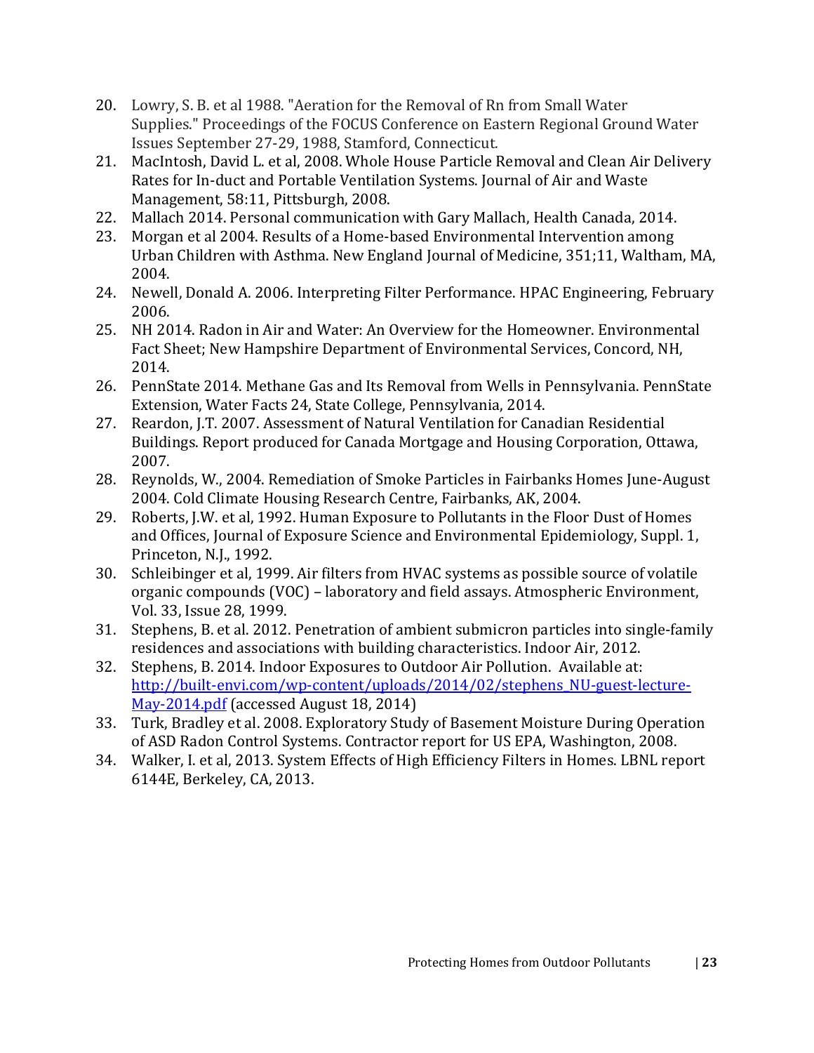20. Lowry, S. B. et al 1988. "Aeration for the Removal of Rn from Small Water Supplies." Proceedings of the FOCUS Conference on Eastern Regional Ground Water Issues September 27-29, 1988, Stamford, Connecticut.
21. MacIntosh, David L. et al, 2008. Whole House Particle Removal and Clean Air Delivery Rates for In-duct and Portable Ventilation Systems. Journal of Air and Waste Management, 58:11, Pittsburgh, 2008.
22. Mallach 2014. Personal communication with Gary Mallach, Health Canada, 2014.
23. Morgan et al 2004. Results of a Home-based Environmental Intervention among Urban Children with Asthma. New England Journal of Medicine, 351;11, Waltham, MA, 2004.
24. Newell, Donald A. 2006. Interpreting Filter Performance. HPAC Engineering, February 2006.
25. NH 2014. Radon in Air and Water: An Overview for the Homeowner. Environmental Fact Sheet; New Hampshire Department of Environmental Services, Concord, NH, 2014.
26. PennState 2014. Methane Gas and Its Removal from Wells in Pennsylvania. PennState Extension, Water Facts 24, State College, Pennsylvania, 2014.
27. Reardon, J.T. 2007. Assessment of Natural Ventilation for Canadian Residential Buildings. Report produced for Canada Mortgage and Housing Corporation, Ottawa, 2007.
28. Reynolds, W., 2004. Remediation of Smoke Particles in Fairbanks Homes June-August 2004. Cold Climate Housing Research Centre, Fairbanks, AK, 2004.
29. Roberts, J.W. et al, 1992. Human Exposure to Pollutants in the Floor Dust of Homes and Offices, Journal of Exposure Science and Environmental Epidemiology, Suppl. 1, Princeton, N.J., 1992.
30. Schleibinger et al, 1999. Air filters from HVAC systems as possible source of volatile organic compounds (VOC) – laboratory and field assays. Atmospheric Environment, Vol. 33, Issue 28, 1999.
31. Stephens, B. et al. 2012. Penetration of ambient submicron particles into single-family residences and associations with building characteristics. Indoor Air, 2012.
32. Stephens, B. 2014. Indoor Exposures to Outdoor Air Pollution. Available at: [http://built-envi.com/wp-content/uploads/2014/02/stephens_NU-guest-lecture-May-2014.pdf](http://built-envi.com/wp-content/uploads/2014/02/stephens_NU-guest-lecture-May-2014.pdf) (accessed August 18, 2014)
33. Turk, Bradley et al. 2008. Exploratory Study of Basement Moisture During Operation of ASD Radon Control Systems. Contractor report for US EPA, Washington, 2008.
34. Walker, I. et al, 2013. System Effects of High Efficiency Filters in Homes. LBNL report 6144E, Berkeley, CA, 2013.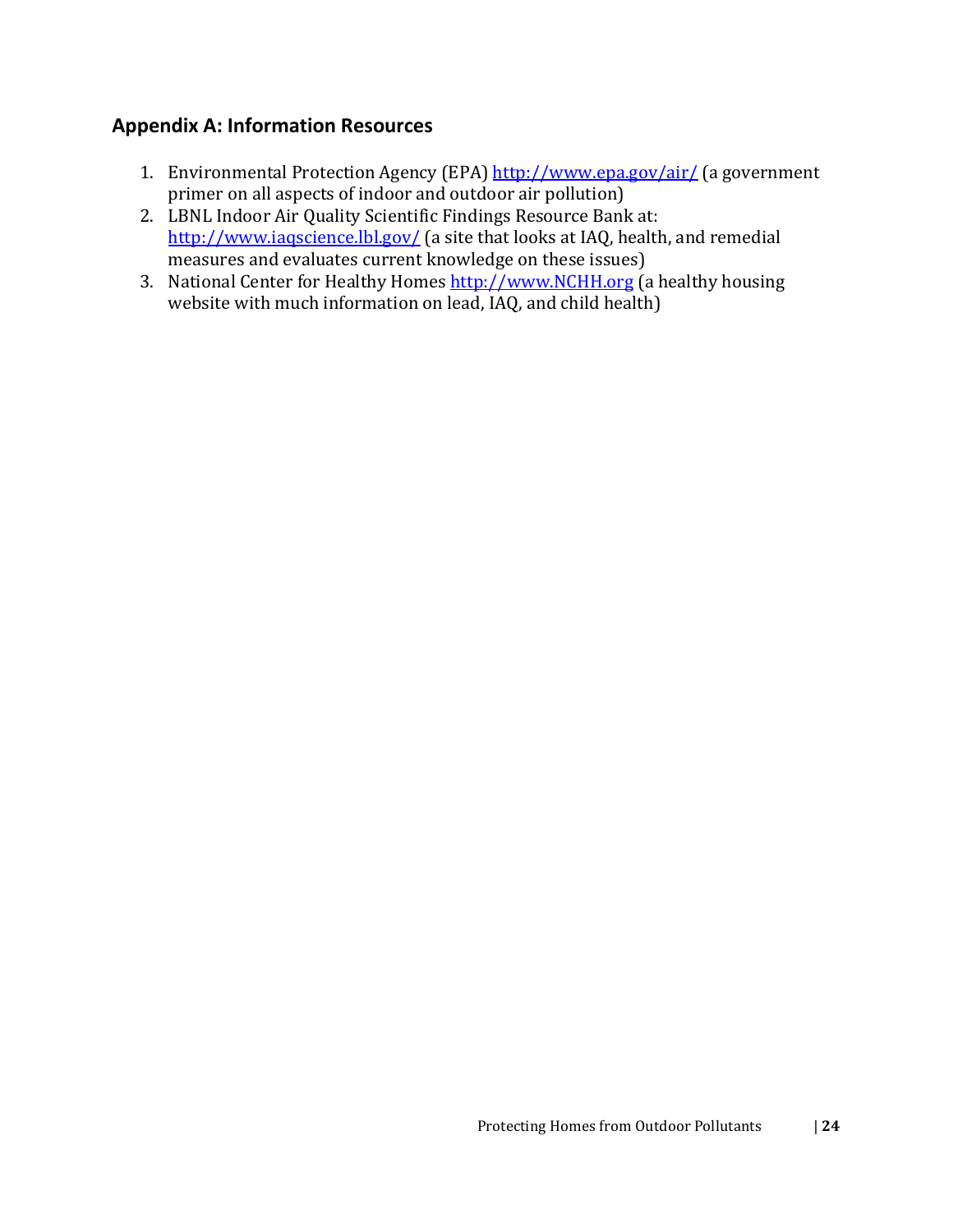## Appendix A: Information Resources

1. Environmental Protection Agency (EPA) [http://www.epa.gov/air/](http://www.epa.gov/air/) (a government primer on all aspects of indoor and outdoor air pollution)
2. LBNL Indoor Air Quality Scientific Findings Resource Bank at: [http://www.iaqscience.lbl.gov/](http://www.iaqscience.lbl.gov/) (a site that looks at IAQ, health, and remedial measures and evaluates current knowledge on these issues)
3. National Center for Healthy Homes [http://www.NCHH.org](http://www.NCHH.org) (a healthy housing website with much information on lead, IAQ, and child health)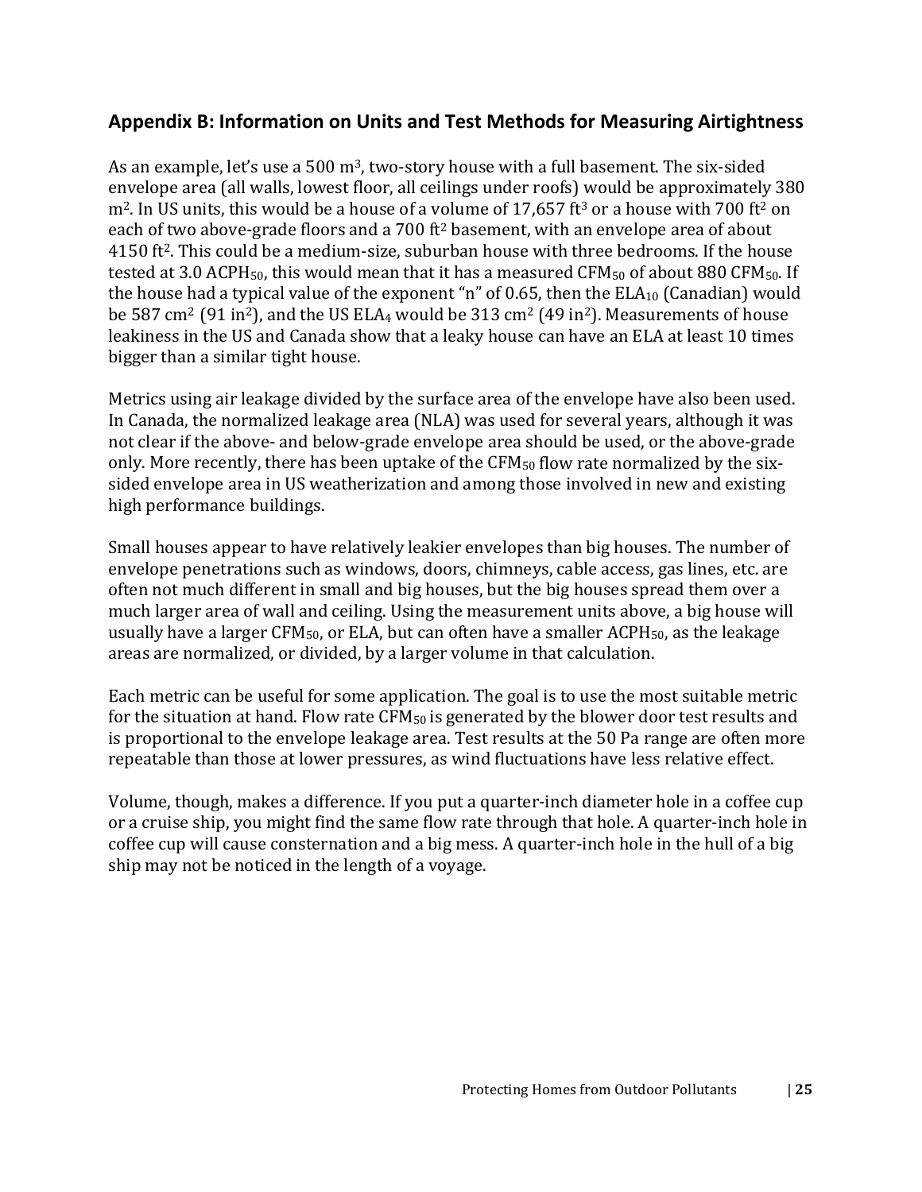## Appendix B: Information on Units and Test Methods for Measuring Airtightness

As an example, let's use a 500 $m^3$, two-story house with a full basement. The six-sided envelope area (all walls, lowest floor, all ceilings under roofs) would be approximately 380 $m^2$. In US units, this would be a house of a volume of 17,657 $ft^3$ or a house with 700 $ft^2$ on each of two above-grade floors and a 700 $ft^2$ basement, with an envelope area of about 4150 $ft^2$. This could be a medium-size, suburban house with three bedrooms. If the house tested at 3.0 $ACPH_{50}$, this would mean that it has a measured $CFM_{50}$ of about 880 $CFM_{50}$. If the house had a typical value of the exponent "n" of 0.65, then the $ELA_{10}$ (Canadian) would be 587 $cm^2$ (91 $in^2$), and the US $ELA_4$ would be 313 $cm^2$ (49 $in^2$). Measurements of house leakiness in the US and Canada show that a leaky house can have an ELA at least 10 times bigger than a similar tight house.

Metrics using air leakage divided by the surface area of the envelope have also been used. In Canada, the normalized leakage area (NLA) was used for several years, although it was not clear if the above- and below-grade envelope area should be used, or the above-grade only. More recently, there has been uptake of the $CFM_{50}$ flow rate normalized by the six-sided envelope area in US weatherization and among those involved in new and existing high performance buildings.

Small houses appear to have relatively leakier envelopes than big houses. The number of envelope penetrations such as windows, doors, chimneys, cable access, gas lines, etc. are often not much different in small and big houses, but the big houses spread them over a much larger area of wall and ceiling. Using the measurement units above, a big house will usually have a larger $CFM_{50}$, or ELA, but can often have a smaller $ACPH_{50}$, as the leakage areas are normalized, or divided, by a larger volume in that calculation.

Each metric can be useful for some application. The goal is to use the most suitable metric for the situation at hand. Flow rate $CFM_{50}$ is generated by the blower door test results and is proportional to the envelope leakage area. Test results at the 50 Pa range are often more repeatable than those at lower pressures, as wind fluctuations have less relative effect.

Volume, though, makes a difference. If you put a quarter-inch diameter hole in a coffee cup or a cruise ship, you might find the same flow rate through that hole. A quarter-inch hole in coffee cup will cause consternation and a big mess. A quarter-inch hole in the hull of a big ship may not be noticed in the length of a voyage.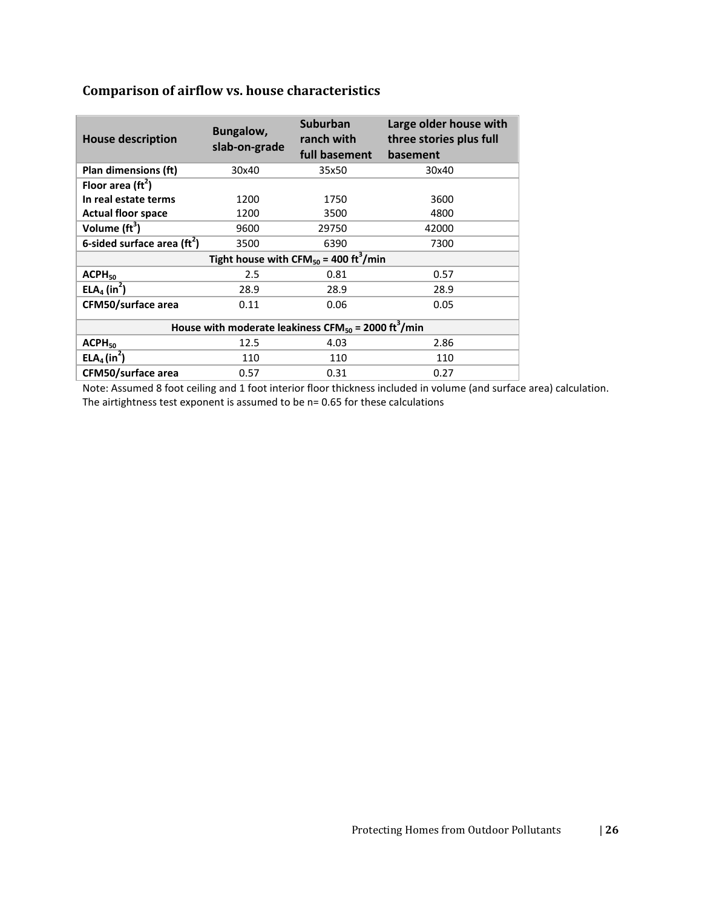## Comparison of airflow vs. house characteristics

| House description | Bungalow, slab-on-grade | Suburban ranch with full basement | Large older house with three stories plus full basement |
|---|---|---|---|
| **Plan dimensions (ft)** | 30x40 | 35x50 | 30x40 |
| **Floor area ($ft^2$)** | | | |
| **In real estate terms** | 1200 | 1750 | 3600 |
| **Actual floor space** | 1200 | 3500 | 4800 |
| **Volume ($ft^3$)** | 9600 | 29750 | 42000 |
| **6-sided surface area ($ft^2$)** | 3500 | 6390 | 7300 |
| **Tight house with $CFM_{50}$ = 400 $ft^3$/min** | | | |
| **$ACPH_{50}$** | 2.5 | 0.81 | 0.57 |
| **$ELA_4$ ($in^2$)** | 28.9 | 28.9 | 28.9 |
| **CFM50/surface area** | 0.11 | 0.06 | 0.05 |
| **House with moderate leakiness $CFM_{50}$ = 2000 $ft^3$/min** | | | |
| **$ACPH_{50}$** | 12.5 | 4.03 | 2.86 |
| **$ELA_4$ ($in^2$)** | 110 | 110 | 110 |
| **CFM50/surface area** | 0.57 | 0.31 | 0.27 |

Note: Assumed 8 foot ceiling and 1 foot interior floor thickness included in volume (and surface area) calculation. The airtightness test exponent is assumed to be n= 0.65 for these calculations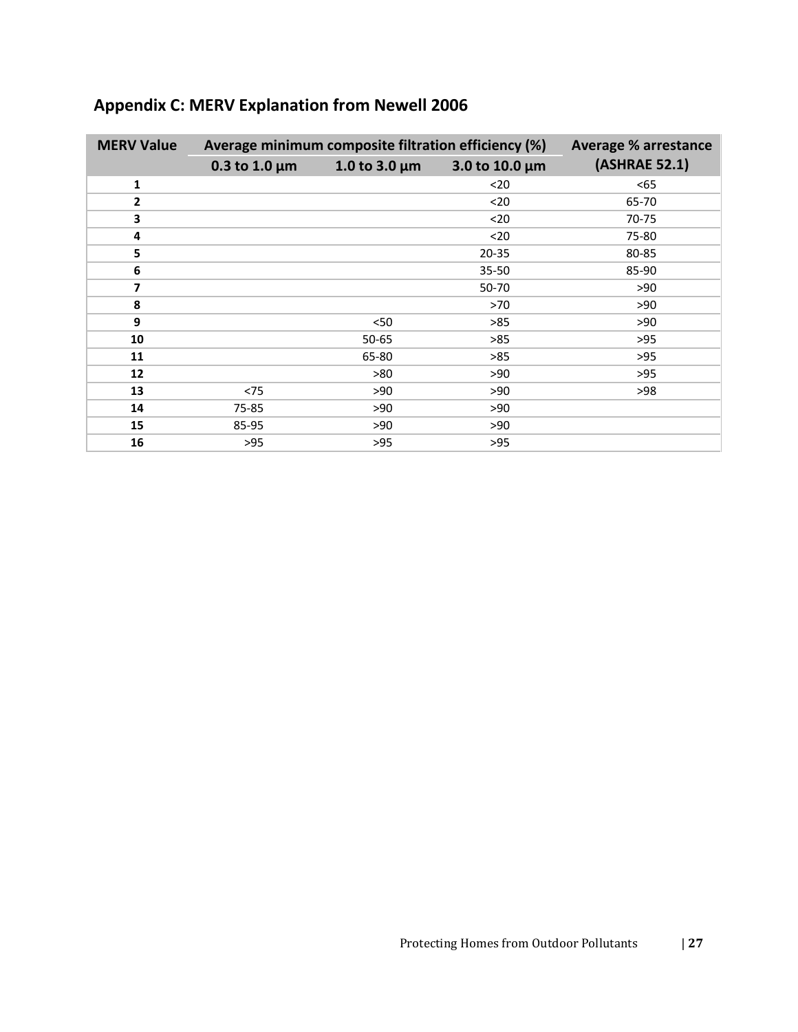## Appendix C: MERV Explanation from Newell 2006

| MERV Value | Average minimum composite filtration efficiency (%) | | | Average % arrestance (ASHRAE 52.1) |
|---|---|---|---|---|
| | 0.3 to 1.0 µm | 1.0 to 3.0 µm | 3.0 to 10.0 µm | |
| 1 | | | <20 | <65 |
| 2 | | | <20 | 65-70 |
| 3 | | | <20 | 70-75 |
| 4 | | | <20 | 75-80 |
| 5 | | | 20-35 | 80-85 |
| 6 | | | 35-50 | 85-90 |
| 7 | | | 50-70 | >90 |
| 8 | | | >70 | >90 |
| 9 | | <50 | >85 | >90 |
| 10 | | 50-65 | >85 | >95 |
| 11 | | 65-80 | >85 | >95 |
| 12 | | >80 | >90 | >95 |
| 13 | <75 | >90 | >90 | >98 |
| 14 | 75-85 | >90 | >90 | |
| 15 | 85-95 | >90 | >90 | |
| 16 | >95 | >95 | >95 | |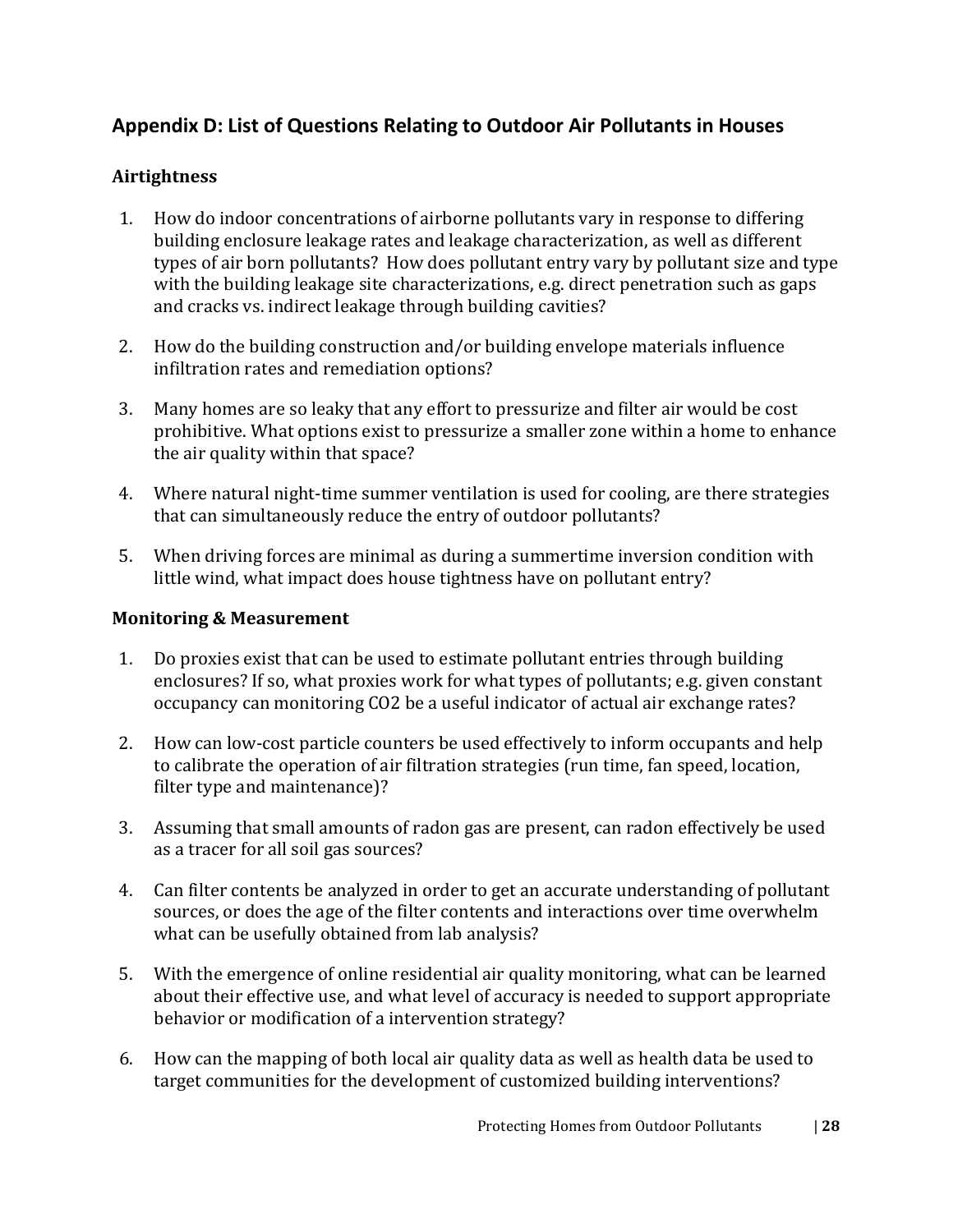## Appendix D: List of Questions Relating to Outdoor Air Pollutants in Houses

### Airtightness

1. How do indoor concentrations of airborne pollutants vary in response to differing building enclosure leakage rates and leakage characterization, as well as different types of air born pollutants? How does pollutant entry vary by pollutant size and type with the building leakage site characterizations, e.g. direct penetration such as gaps and cracks vs. indirect leakage through building cavities?

2. How do the building construction and/or building envelope materials influence infiltration rates and remediation options?

3. Many homes are so leaky that any effort to pressurize and filter air would be cost prohibitive. What options exist to pressurize a smaller zone within a home to enhance the air quality within that space?

4. Where natural night-time summer ventilation is used for cooling, are there strategies that can simultaneously reduce the entry of outdoor pollutants?

5. When driving forces are minimal as during a summertime inversion condition with little wind, what impact does house tightness have on pollutant entry?

### Monitoring & Measurement

1. Do proxies exist that can be used to estimate pollutant entries through building enclosures? If so, what proxies work for what types of pollutants; e.g. given constant occupancy can monitoring $CO_2$ be a useful indicator of actual air exchange rates?

2. How can low-cost particle counters be used effectively to inform occupants and help to calibrate the operation of air filtration strategies (run time, fan speed, location, filter type and maintenance)?

3. Assuming that small amounts of radon gas are present, can radon effectively be used as a tracer for all soil gas sources?

4. Can filter contents be analyzed in order to get an accurate understanding of pollutant sources, or does the age of the filter contents and interactions over time overwhelm what can be usefully obtained from lab analysis?

5. With the emergence of online residential air quality monitoring, what can be learned about their effective use, and what level of accuracy is needed to support appropriate behavior or modification of a intervention strategy?

6. How can the mapping of both local air quality data as well as health data be used to target communities for the development of customized building interventions?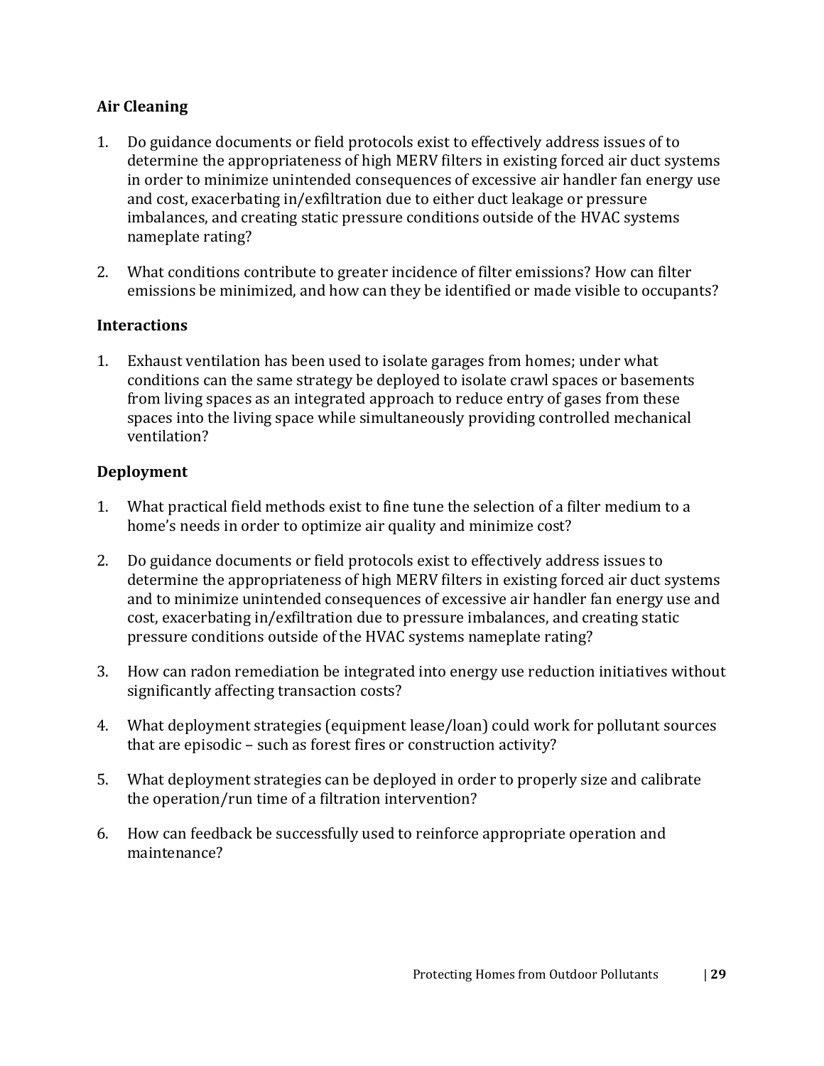### Air Cleaning

1. Do guidance documents or field protocols exist to effectively address issues of to determine the appropriateness of high MERV filters in existing forced air duct systems in order to minimize unintended consequences of excessive air handler fan energy use and cost, exacerbating in/exfiltration due to either duct leakage or pressure imbalances, and creating static pressure conditions outside of the HVAC systems nameplate rating?

2. What conditions contribute to greater incidence of filter emissions? How can filter emissions be minimized, and how can they be identified or made visible to occupants?

### Interactions

1. Exhaust ventilation has been used to isolate garages from homes; under what conditions can the same strategy be deployed to isolate crawl spaces or basements from living spaces as an integrated approach to reduce entry of gases from these spaces into the living space while simultaneously providing controlled mechanical ventilation?

### Deployment

1. What practical field methods exist to fine tune the selection of a filter medium to a home's needs in order to optimize air quality and minimize cost?

2. Do guidance documents or field protocols exist to effectively address issues to determine the appropriateness of high MERV filters in existing forced air duct systems and to minimize unintended consequences of excessive air handler fan energy use and cost, exacerbating in/exfiltration due to pressure imbalances, and creating static pressure conditions outside of the HVAC systems nameplate rating?

3. How can radon remediation be integrated into energy use reduction initiatives without significantly affecting transaction costs?

4. What deployment strategies (equipment lease/loan) could work for pollutant sources that are episodic – such as forest fires or construction activity?

5. What deployment strategies can be deployed in order to properly size and calibrate the operation/run time of a filtration intervention?

6. How can feedback be successfully used to reinforce appropriate operation and maintenance?